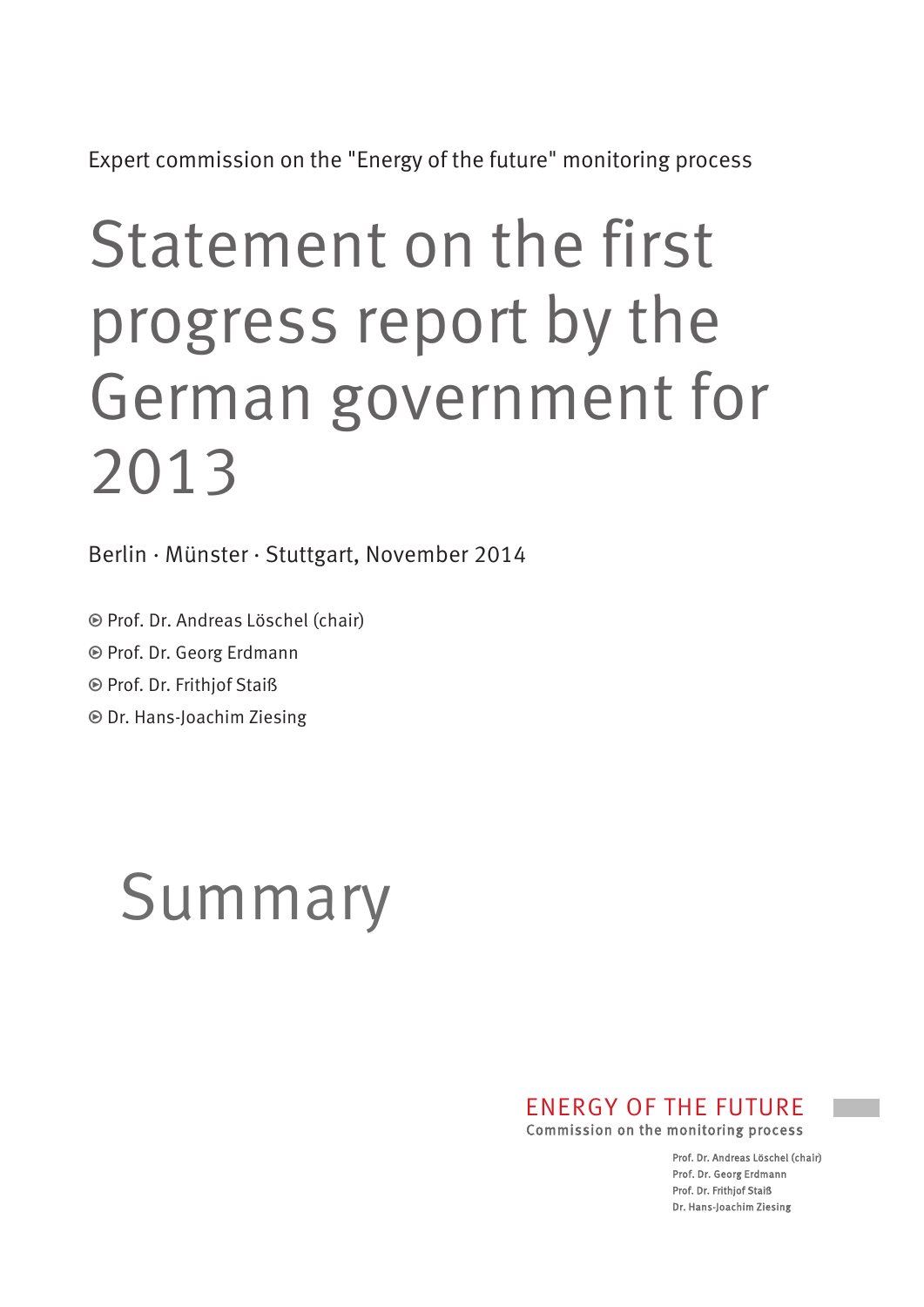Expert commission on the "Energy of the future" monitoring process

# Statement on the first progress report by the German government for 2013

Berlin · Münster · Stuttgart, November 2014

- Prof. Dr. Andreas Löschel (chair)
- Prof. Dr. Georg Erdmann
- Prof. Dr. Frithjof Staiß
- Dr. Hans-Joachim Ziesing

# Summary

ENERGY OF THE FUTURE
Commission on the monitoring process

Prof. Dr. Andreas Löschel (chair)
Prof. Dr. Georg Erdmann
Prof. Dr. Frithjof Staiß
Dr. Hans-Joachim Ziesing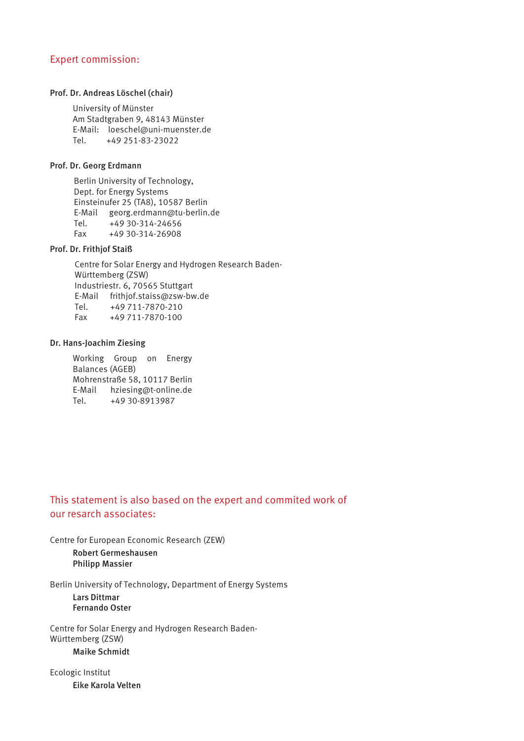## Expert commission:

**Prof. Dr. Andreas Löschel (chair)**

University of Münster
Am Stadtgraben 9, 48143 Münster
E-Mail: loeschel@uni-muenster.de
Tel. +49 251-83-23022

**Prof. Dr. Georg Erdmann**

Berlin University of Technology,
Dept. for Energy Systems
Einsteinufer 25 (TA8), 10587 Berlin
E-Mail georg.erdmann@tu-berlin.de
Tel. +49 30-314-24656
Fax +49 30-314-26908

**Prof. Dr. Frithjof Staiß**

Centre for Solar Energy and Hydrogen Research Baden-Württemberg (ZSW)
Industriestr. 6, 70565 Stuttgart
E-Mail frithjof.staiss@zsw-bw.de
Tel. +49 711-7870-210
Fax +49 711-7870-100

**Dr. Hans-Joachim Ziesing**

Working Group on Energy Balances (AGEB)
Mohrenstraße 58, 10117 Berlin
E-Mail hziesing@t-online.de
Tel. +49 30-8913987

## This statement is also based on the expert and commited work of our resarch associates:

Centre for European Economic Research (ZEW)

**Robert Germeshausen**
**Philipp Massier**

Berlin University of Technology, Department of Energy Systems

**Lars Dittmar**
**Fernando Oster**

Centre for Solar Energy and Hydrogen Research Baden-Württemberg (ZSW)

**Maike Schmidt**

Ecologic Institut

**Eike Karola Velten**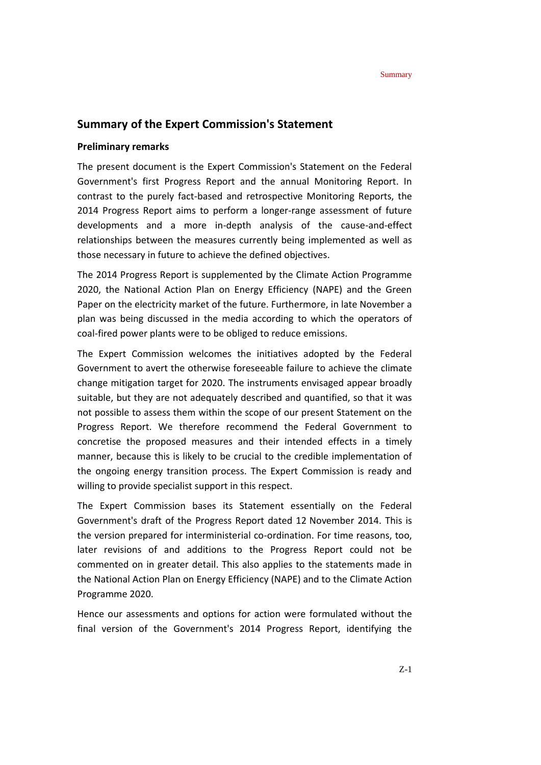## Summary of the Expert Commission's Statement

### Preliminary remarks

The present document is the Expert Commission's Statement on the Federal Government's first Progress Report and the annual Monitoring Report. In contrast to the purely fact-based and retrospective Monitoring Reports, the 2014 Progress Report aims to perform a longer-range assessment of future developments and a more in-depth analysis of the cause-and-effect relationships between the measures currently being implemented as well as those necessary in future to achieve the defined objectives.

The 2014 Progress Report is supplemented by the Climate Action Programme 2020, the National Action Plan on Energy Efficiency (NAPE) and the Green Paper on the electricity market of the future. Furthermore, in late November a plan was being discussed in the media according to which the operators of coal-fired power plants were to be obliged to reduce emissions.

The Expert Commission welcomes the initiatives adopted by the Federal Government to avert the otherwise foreseeable failure to achieve the climate change mitigation target for 2020. The instruments envisaged appear broadly suitable, but they are not adequately described and quantified, so that it was not possible to assess them within the scope of our present Statement on the Progress Report. We therefore recommend the Federal Government to concretise the proposed measures and their intended effects in a timely manner, because this is likely to be crucial to the credible implementation of the ongoing energy transition process. The Expert Commission is ready and willing to provide specialist support in this respect.

The Expert Commission bases its Statement essentially on the Federal Government's draft of the Progress Report dated 12 November 2014. This is the version prepared for interministerial co-ordination. For time reasons, too, later revisions of and additions to the Progress Report could not be commented on in greater detail. This also applies to the statements made in the National Action Plan on Energy Efficiency (NAPE) and to the Climate Action Programme 2020.

Hence our assessments and options for action were formulated without the final version of the Government's 2014 Progress Report, identifying the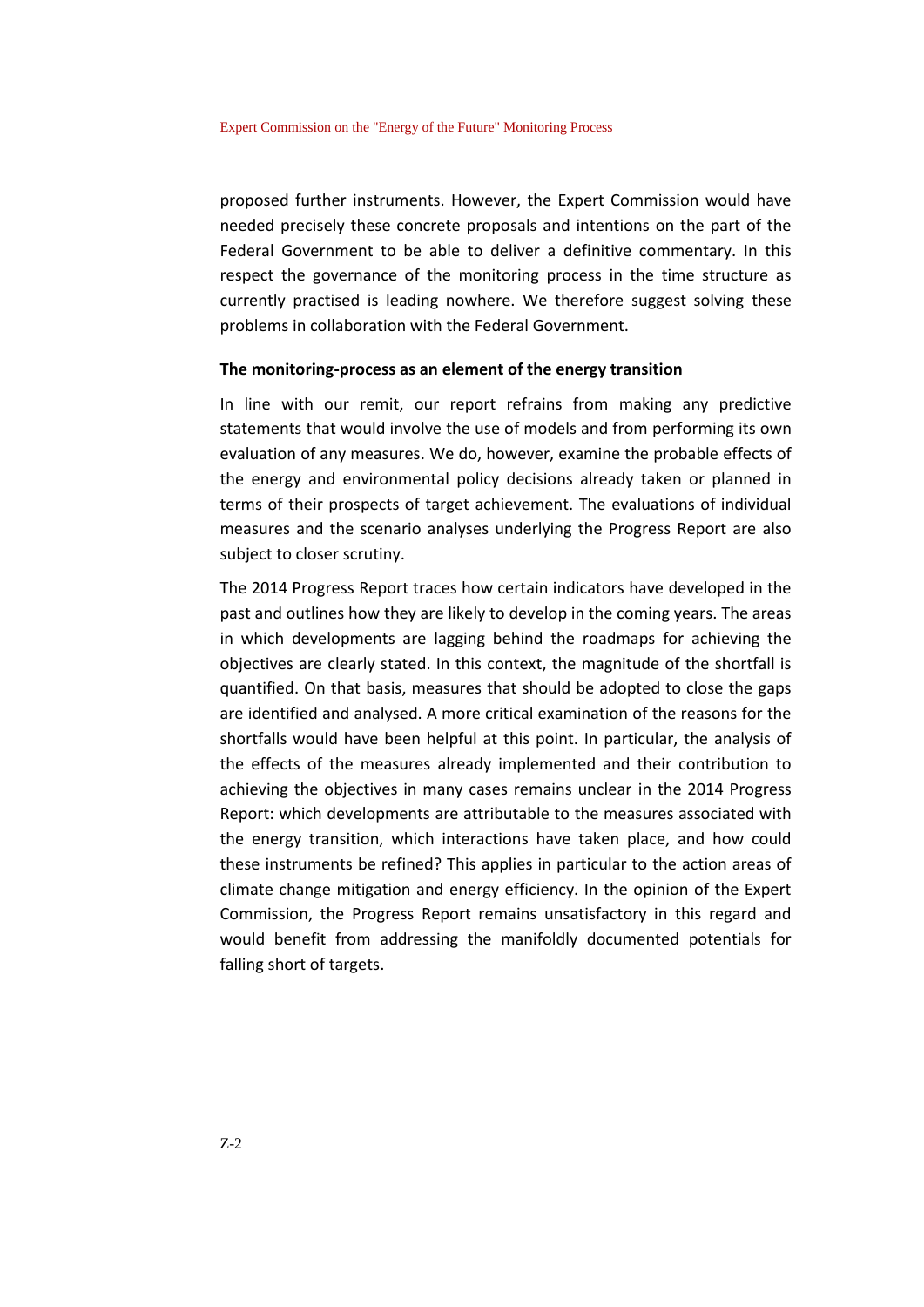proposed further instruments. However, the Expert Commission would have needed precisely these concrete proposals and intentions on the part of the Federal Government to be able to deliver a definitive commentary. In this respect the governance of the monitoring process in the time structure as currently practised is leading nowhere. We therefore suggest solving these problems in collaboration with the Federal Government.

**The monitoring-process as an element of the energy transition**

In line with our remit, our report refrains from making any predictive statements that would involve the use of models and from performing its own evaluation of any measures. We do, however, examine the probable effects of the energy and environmental policy decisions already taken or planned in terms of their prospects of target achievement. The evaluations of individual measures and the scenario analyses underlying the Progress Report are also subject to closer scrutiny.

The 2014 Progress Report traces how certain indicators have developed in the past and outlines how they are likely to develop in the coming years. The areas in which developments are lagging behind the roadmaps for achieving the objectives are clearly stated. In this context, the magnitude of the shortfall is quantified. On that basis, measures that should be adopted to close the gaps are identified and analysed. A more critical examination of the reasons for the shortfalls would have been helpful at this point. In particular, the analysis of the effects of the measures already implemented and their contribution to achieving the objectives in many cases remains unclear in the 2014 Progress Report: which developments are attributable to the measures associated with the energy transition, which interactions have taken place, and how could these instruments be refined? This applies in particular to the action areas of climate change mitigation and energy efficiency. In the opinion of the Expert Commission, the Progress Report remains unsatisfactory in this regard and would benefit from addressing the manifoldly documented potentials for falling short of targets.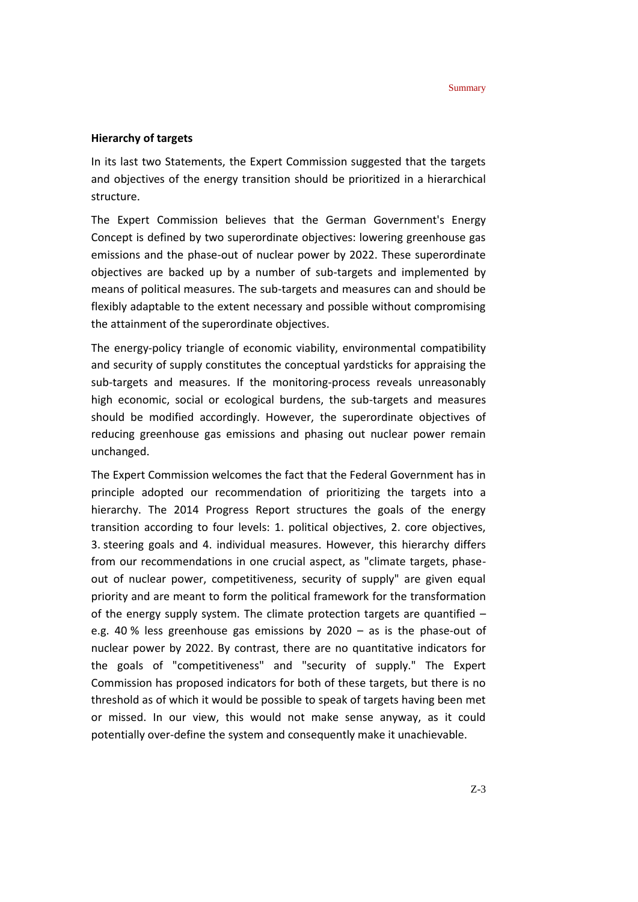**Hierarchy of targets**

In its last two Statements, the Expert Commission suggested that the targets and objectives of the energy transition should be prioritized in a hierarchical structure.

The Expert Commission believes that the German Government's Energy Concept is defined by two superordinate objectives: lowering greenhouse gas emissions and the phase-out of nuclear power by 2022. These superordinate objectives are backed up by a number of sub-targets and implemented by means of political measures. The sub-targets and measures can and should be flexibly adaptable to the extent necessary and possible without compromising the attainment of the superordinate objectives.

The energy-policy triangle of economic viability, environmental compatibility and security of supply constitutes the conceptual yardsticks for appraising the sub-targets and measures. If the monitoring-process reveals unreasonably high economic, social or ecological burdens, the sub-targets and measures should be modified accordingly. However, the superordinate objectives of reducing greenhouse gas emissions and phasing out nuclear power remain unchanged.

The Expert Commission welcomes the fact that the Federal Government has in principle adopted our recommendation of prioritizing the targets into a hierarchy. The 2014 Progress Report structures the goals of the energy transition according to four levels: 1. political objectives, 2. core objectives, 3. steering goals and 4. individual measures. However, this hierarchy differs from our recommendations in one crucial aspect, as "climate targets, phase-out of nuclear power, competitiveness, security of supply" are given equal priority and are meant to form the political framework for the transformation of the energy supply system. The climate protection targets are quantified – e.g. 40 % less greenhouse gas emissions by 2020 – as is the phase-out of nuclear power by 2022. By contrast, there are no quantitative indicators for the goals of "competitiveness" and "security of supply." The Expert Commission has proposed indicators for both of these targets, but there is no threshold as of which it would be possible to speak of targets having been met or missed. In our view, this would not make sense anyway, as it could potentially over-define the system and consequently make it unachievable.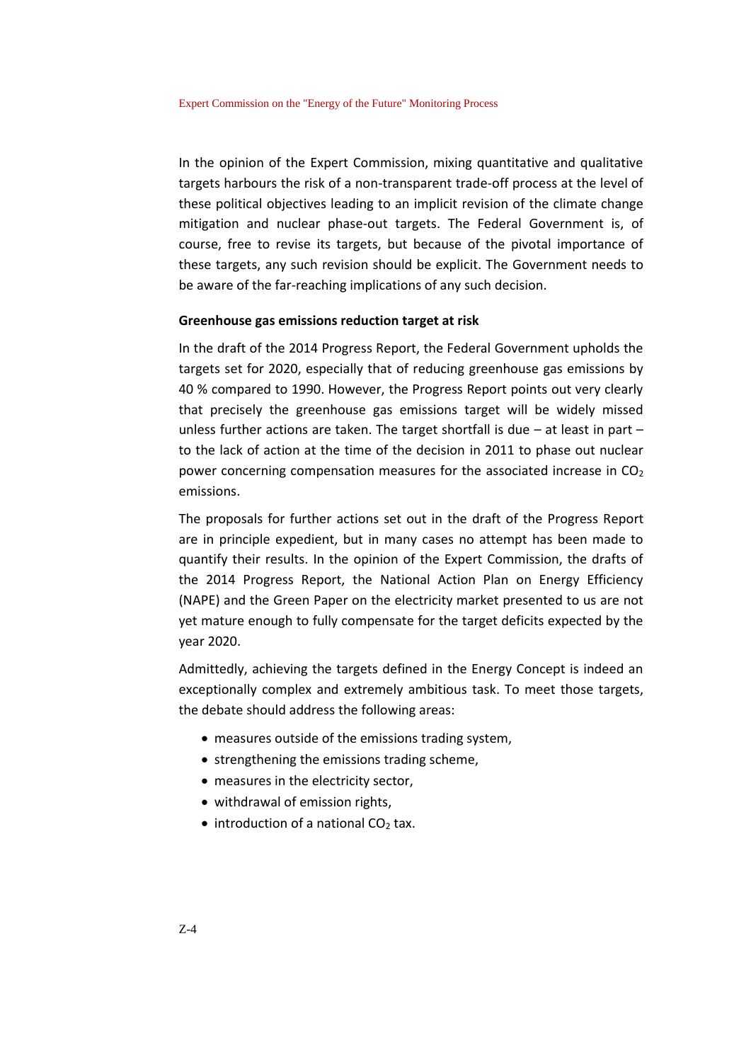In the opinion of the Expert Commission, mixing quantitative and qualitative targets harbours the risk of a non-transparent trade-off process at the level of these political objectives leading to an implicit revision of the climate change mitigation and nuclear phase-out targets. The Federal Government is, of course, free to revise its targets, but because of the pivotal importance of these targets, any such revision should be explicit. The Government needs to be aware of the far-reaching implications of any such decision.

**Greenhouse gas emissions reduction target at risk**

In the draft of the 2014 Progress Report, the Federal Government upholds the targets set for 2020, especially that of reducing greenhouse gas emissions by 40 % compared to 1990. However, the Progress Report points out very clearly that precisely the greenhouse gas emissions target will be widely missed unless further actions are taken. The target shortfall is due – at least in part – to the lack of action at the time of the decision in 2011 to phase out nuclear power concerning compensation measures for the associated increase in $CO_2$ emissions.

The proposals for further actions set out in the draft of the Progress Report are in principle expedient, but in many cases no attempt has been made to quantify their results. In the opinion of the Expert Commission, the drafts of the 2014 Progress Report, the National Action Plan on Energy Efficiency (NAPE) and the Green Paper on the electricity market presented to us are not yet mature enough to fully compensate for the target deficits expected by the year 2020.

Admittedly, achieving the targets defined in the Energy Concept is indeed an exceptionally complex and extremely ambitious task. To meet those targets, the debate should address the following areas:

- measures outside of the emissions trading system,
- strengthening the emissions trading scheme,
- measures in the electricity sector,
- withdrawal of emission rights,
- introduction of a national $CO_2$ tax.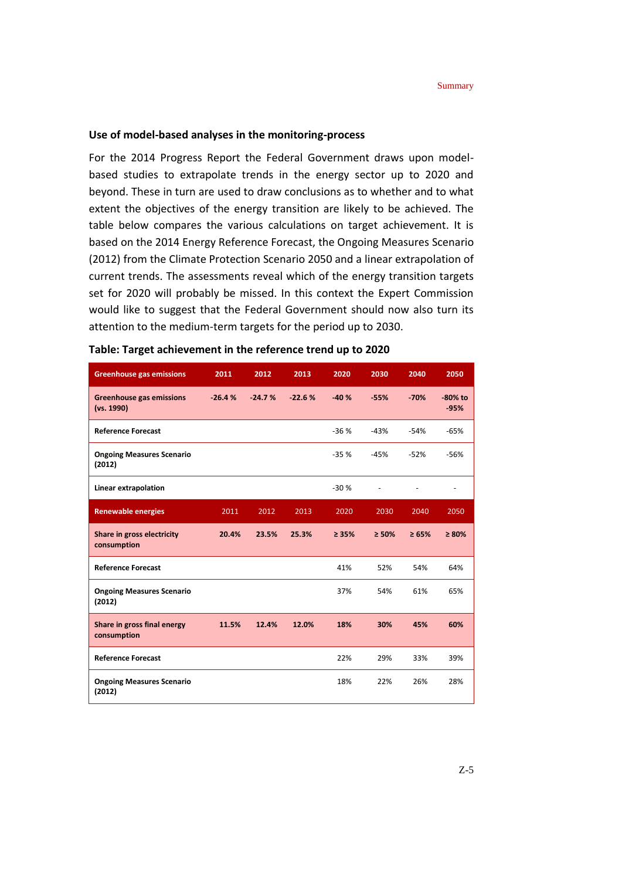### Use of model-based analyses in the monitoring-process

For the 2014 Progress Report the Federal Government draws upon model-based studies to extrapolate trends in the energy sector up to 2020 and beyond. These in turn are used to draw conclusions as to whether and to what extent the objectives of the energy transition are likely to be achieved. The table below compares the various calculations on target achievement. It is based on the 2014 Energy Reference Forecast, the Ongoing Measures Scenario (2012) from the Climate Protection Scenario 2050 and a linear extrapolation of current trends. The assessments reveal which of the energy transition targets set for 2020 will probably be missed. In this context the Expert Commission would like to suggest that the Federal Government should now also turn its attention to the medium-term targets for the period up to 2030.

**Table: Target achievement in the reference trend up to 2020**

| **Greenhouse gas emissions** | **2011** | **2012** | **2013** | **2020** | **2030** | **2040** | **2050** |
|---|---|---|---|---|---|---|---|
| **Greenhouse gas emissions (vs. 1990)** | **-26.4 %** | **-24.7 %** | **-22.6 %** | **-40 %** | **-55%** | **-70%** | **-80% to -95%** |
| **Reference Forecast** | | | | -36 % | -43% | -54% | -65% |
| **Ongoing Measures Scenario (2012)** | | | | -35 % | -45% | -52% | -56% |
| **Linear extrapolation** | | | | -30 % | - | - | - |
| **Renewable energies** | 2011 | 2012 | 2013 | 2020 | 2030 | 2040 | 2050 |
| **Share in gross electricity consumption** | **20.4%** | **23.5%** | **25.3%** | **≥ 35%** | **≥ 50%** | **≥ 65%** | **≥ 80%** |
| **Reference Forecast** | | | | 41% | 52% | 54% | 64% |
| **Ongoing Measures Scenario (2012)** | | | | 37% | 54% | 61% | 65% |
| **Share in gross final energy consumption** | **11.5%** | **12.4%** | **12.0%** | **18%** | **30%** | **45%** | **60%** |
| **Reference Forecast** | | | | 22% | 29% | 33% | 39% |
| **Ongoing Measures Scenario (2012)** | | | | 18% | 22% | 26% | 28% |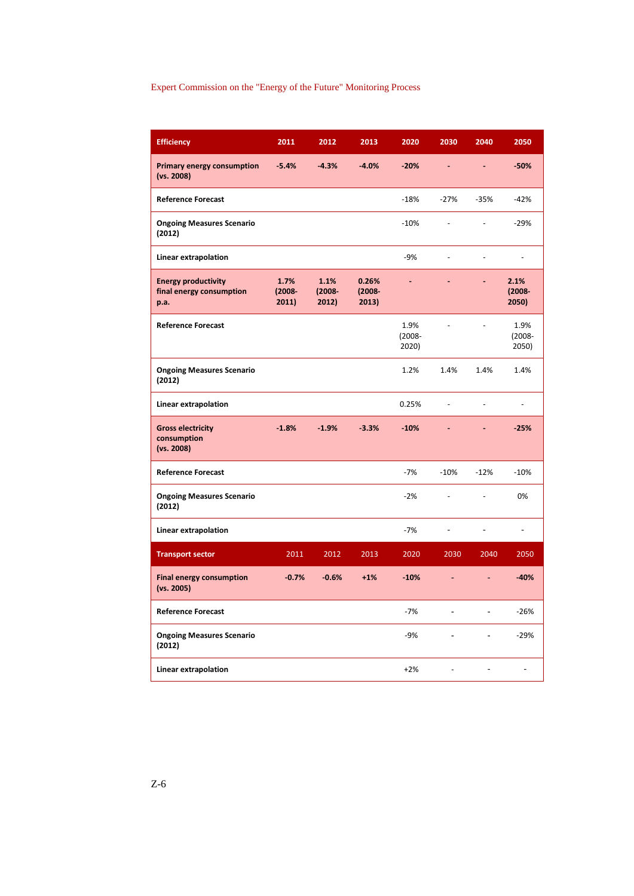| **Efficiency** | **2011** | **2012** | **2013** | **2020** | **2030** | **2040** | **2050** |
|---|---|---|---|---|---|---|---|
| **Primary energy consumption (vs. 2008)** | **-5.4%** | **-4.3%** | **-4.0%** | **-20%** | **-** | **-** | **-50%** |
| **Reference Forecast** | | | | -18% | -27% | -35% | -42% |
| **Ongoing Measures Scenario (2012)** | | | | -10% | - | - | -29% |
| **Linear extrapolation** | | | | -9% | - | - | - |
| **Energy productivity final energy consumption p.a.** | **1.7% (2008-2011)** | **1.1% (2008-2012)** | **0.26% (2008-2013)** | **-** | **-** | **-** | **2.1% (2008-2050)** |
| **Reference Forecast** | | | | 1.9% (2008-2020) | - | - | 1.9% (2008-2050) |
| **Ongoing Measures Scenario (2012)** | | | | 1.2% | 1.4% | 1.4% | 1.4% |
| **Linear extrapolation** | | | | 0.25% | - | - | - |
| **Gross electricity consumption (vs. 2008)** | **-1.8%** | **-1.9%** | **-3.3%** | **-10%** | **-** | **-** | **-25%** |
| **Reference Forecast** | | | | -7% | -10% | -12% | -10% |
| **Ongoing Measures Scenario (2012)** | | | | -2% | - | - | 0% |
| **Linear extrapolation** | | | | -7% | - | - | - |
| **Transport sector** | 2011 | 2012 | 2013 | 2020 | 2030 | 2040 | 2050 |
| **Final energy consumption (vs. 2005)** | **-0.7%** | **-0.6%** | **+1%** | **-10%** | **-** | **-** | **-40%** |
| **Reference Forecast** | | | | -7% | - | - | -26% |
| **Ongoing Measures Scenario (2012)** | | | | -9% | - | - | -29% |
| **Linear extrapolation** | | | | +2% | - | - | - |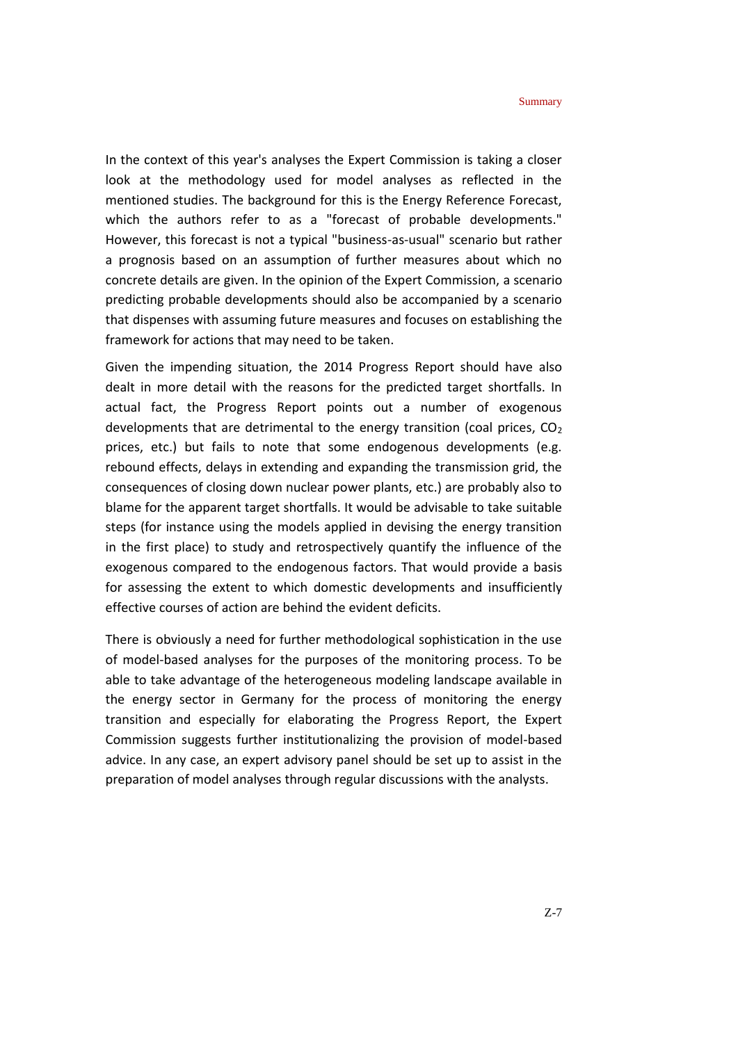In the context of this year's analyses the Expert Commission is taking a closer look at the methodology used for model analyses as reflected in the mentioned studies. The background for this is the Energy Reference Forecast, which the authors refer to as a "forecast of probable developments." However, this forecast is not a typical "business-as-usual" scenario but rather a prognosis based on an assumption of further measures about which no concrete details are given. In the opinion of the Expert Commission, a scenario predicting probable developments should also be accompanied by a scenario that dispenses with assuming future measures and focuses on establishing the framework for actions that may need to be taken.

Given the impending situation, the 2014 Progress Report should have also dealt in more detail with the reasons for the predicted target shortfalls. In actual fact, the Progress Report points out a number of exogenous developments that are detrimental to the energy transition (coal prices, $CO_2$ prices, etc.) but fails to note that some endogenous developments (e.g. rebound effects, delays in extending and expanding the transmission grid, the consequences of closing down nuclear power plants, etc.) are probably also to blame for the apparent target shortfalls. It would be advisable to take suitable steps (for instance using the models applied in devising the energy transition in the first place) to study and retrospectively quantify the influence of the exogenous compared to the endogenous factors. That would provide a basis for assessing the extent to which domestic developments and insufficiently effective courses of action are behind the evident deficits.

There is obviously a need for further methodological sophistication in the use of model-based analyses for the purposes of the monitoring process. To be able to take advantage of the heterogeneous modeling landscape available in the energy sector in Germany for the process of monitoring the energy transition and especially for elaborating the Progress Report, the Expert Commission suggests further institutionalizing the provision of model-based advice. In any case, an expert advisory panel should be set up to assist in the preparation of model analyses through regular discussions with the analysts.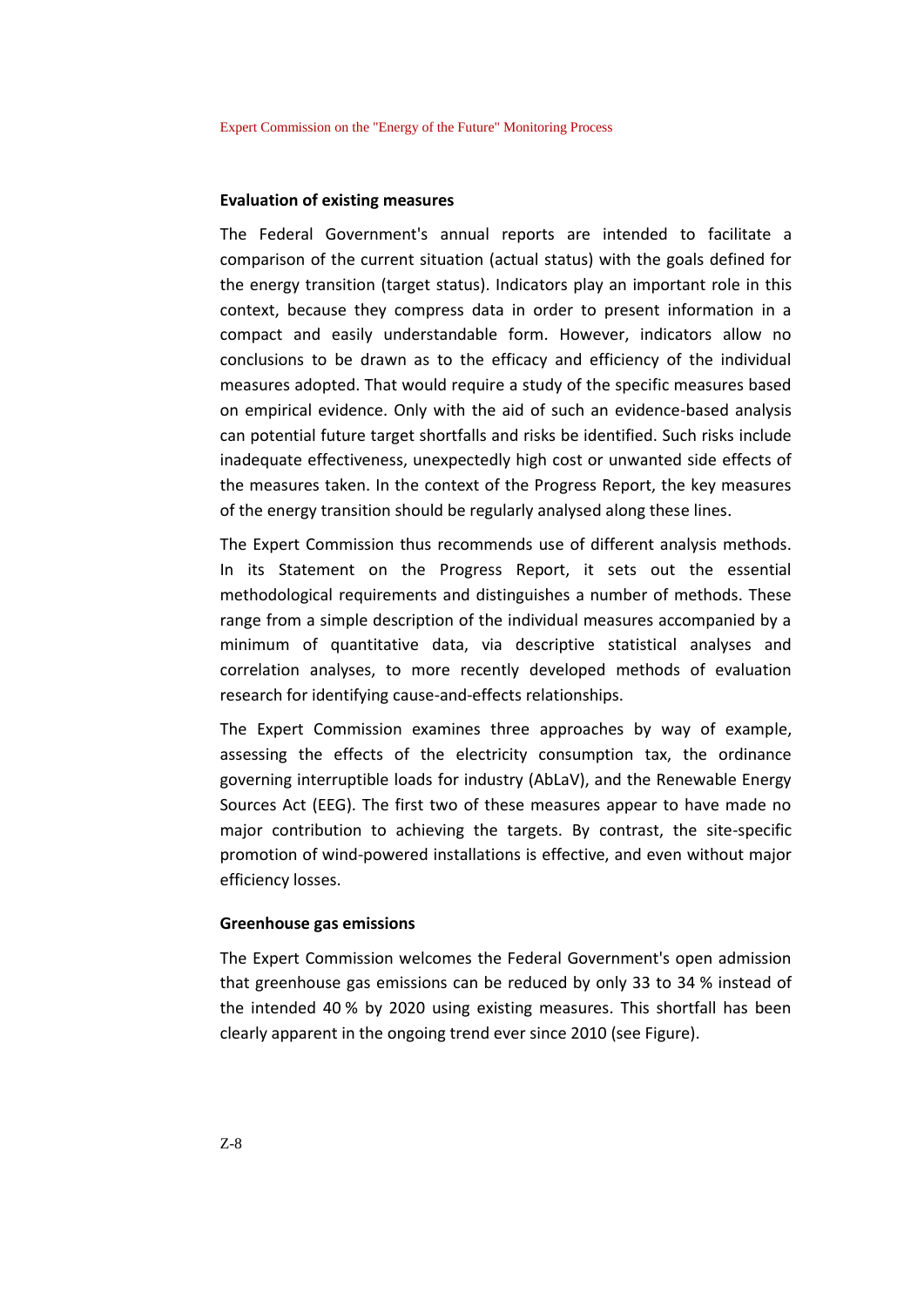### Evaluation of existing measures

The Federal Government's annual reports are intended to facilitate a comparison of the current situation (actual status) with the goals defined for the energy transition (target status). Indicators play an important role in this context, because they compress data in order to present information in a compact and easily understandable form. However, indicators allow no conclusions to be drawn as to the efficacy and efficiency of the individual measures adopted. That would require a study of the specific measures based on empirical evidence. Only with the aid of such an evidence-based analysis can potential future target shortfalls and risks be identified. Such risks include inadequate effectiveness, unexpectedly high cost or unwanted side effects of the measures taken. In the context of the Progress Report, the key measures of the energy transition should be regularly analysed along these lines.

The Expert Commission thus recommends use of different analysis methods. In its Statement on the Progress Report, it sets out the essential methodological requirements and distinguishes a number of methods. These range from a simple description of the individual measures accompanied by a minimum of quantitative data, via descriptive statistical analyses and correlation analyses, to more recently developed methods of evaluation research for identifying cause-and-effects relationships.

The Expert Commission examines three approaches by way of example, assessing the effects of the electricity consumption tax, the ordinance governing interruptible loads for industry (AbLaV), and the Renewable Energy Sources Act (EEG). The first two of these measures appear to have made no major contribution to achieving the targets. By contrast, the site-specific promotion of wind-powered installations is effective, and even without major efficiency losses.

### Greenhouse gas emissions

The Expert Commission welcomes the Federal Government's open admission that greenhouse gas emissions can be reduced by only 33 to 34 % instead of the intended 40 % by 2020 using existing measures. This shortfall has been clearly apparent in the ongoing trend ever since 2010 (see Figure).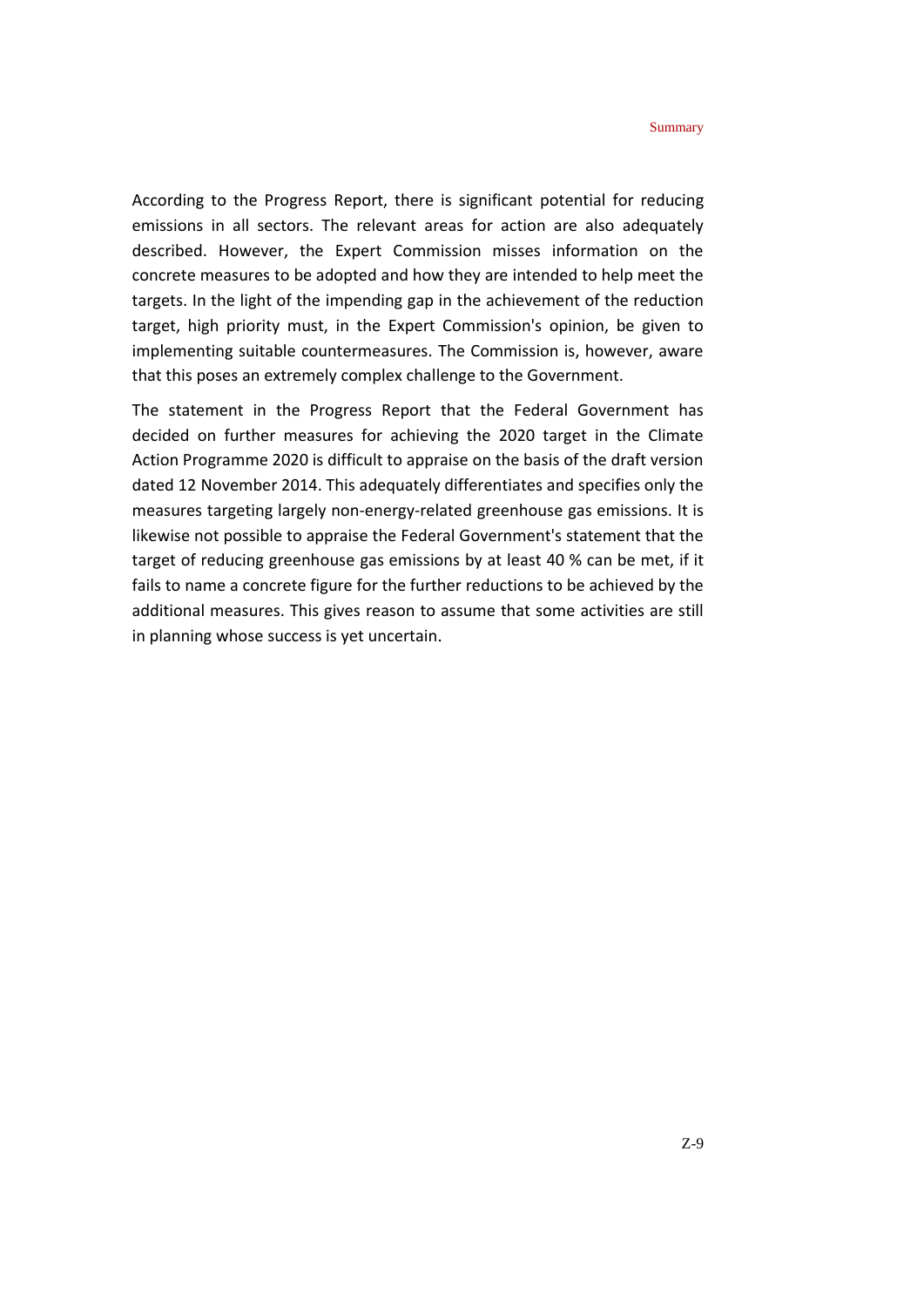According to the Progress Report, there is significant potential for reducing emissions in all sectors. The relevant areas for action are also adequately described. However, the Expert Commission misses information on the concrete measures to be adopted and how they are intended to help meet the targets. In the light of the impending gap in the achievement of the reduction target, high priority must, in the Expert Commission's opinion, be given to implementing suitable countermeasures. The Commission is, however, aware that this poses an extremely complex challenge to the Government.

The statement in the Progress Report that the Federal Government has decided on further measures for achieving the 2020 target in the Climate Action Programme 2020 is difficult to appraise on the basis of the draft version dated 12 November 2014. This adequately differentiates and specifies only the measures targeting largely non-energy-related greenhouse gas emissions. It is likewise not possible to appraise the Federal Government's statement that the target of reducing greenhouse gas emissions by at least 40 % can be met, if it fails to name a concrete figure for the further reductions to be achieved by the additional measures. This gives reason to assume that some activities are still in planning whose success is yet uncertain.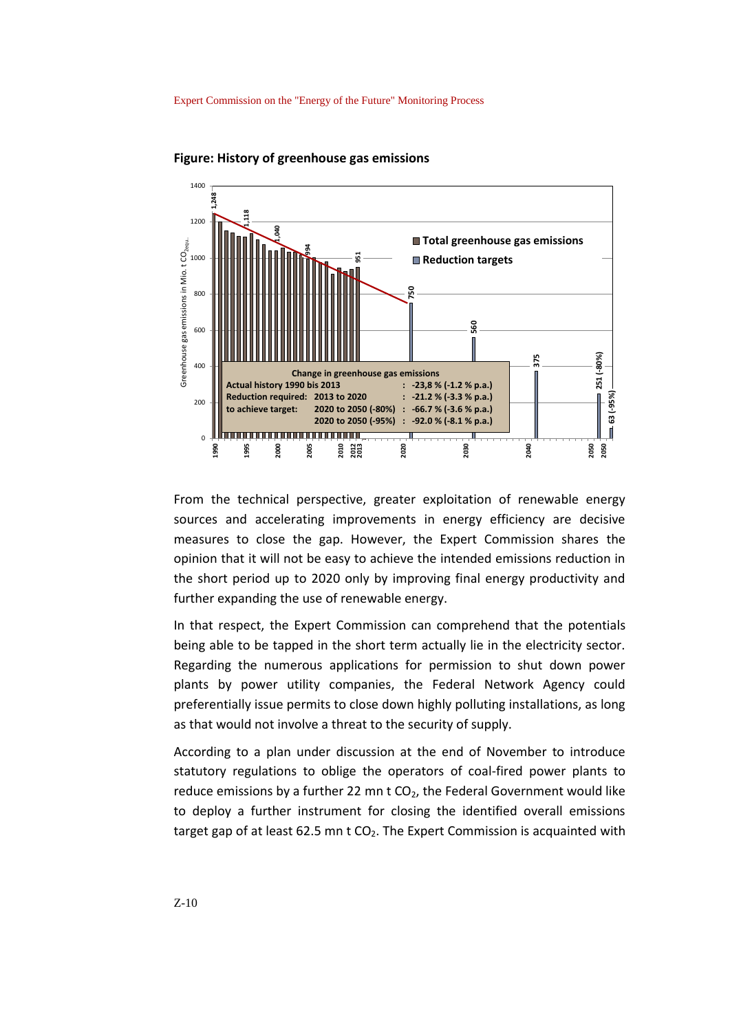**Figure: History of greenhouse gas emissions**

| Change in greenhouse gas emissions | | | |
|---|---|---|---|
| Actual history 1990 bis 2013 | | : | -23,8 % (-1.2 % p.a.) |
| Reduction required: | 2013 to 2020 | : | -21.2 % (-3.3 % p.a.) |
| to achieve target: | 2020 to 2050 (-80%) | : | -66.7 % (-3.6 % p.a.) |
| | 2020 to 2050 (-95%) | : | -92.0 % (-8.1 % p.a.) |

From the technical perspective, greater exploitation of renewable energy sources and accelerating improvements in energy efficiency are decisive measures to close the gap. However, the Expert Commission shares the opinion that it will not be easy to achieve the intended emissions reduction in the short period up to 2020 only by improving final energy productivity and further expanding the use of renewable energy.

In that respect, the Expert Commission can comprehend that the potentials being able to be tapped in the short term actually lie in the electricity sector. Regarding the numerous applications for permission to shut down power plants by power utility companies, the Federal Network Agency could preferentially issue permits to close down highly polluting installations, as long as that would not involve a threat to the security of supply.

According to a plan under discussion at the end of November to introduce statutory regulations to oblige the operators of coal-fired power plants to reduce emissions by a further 22 mn t $CO_2$, the Federal Government would like to deploy a further instrument for closing the identified overall emissions target gap of at least 62.5 mn t $CO_2$. The Expert Commission is acquainted with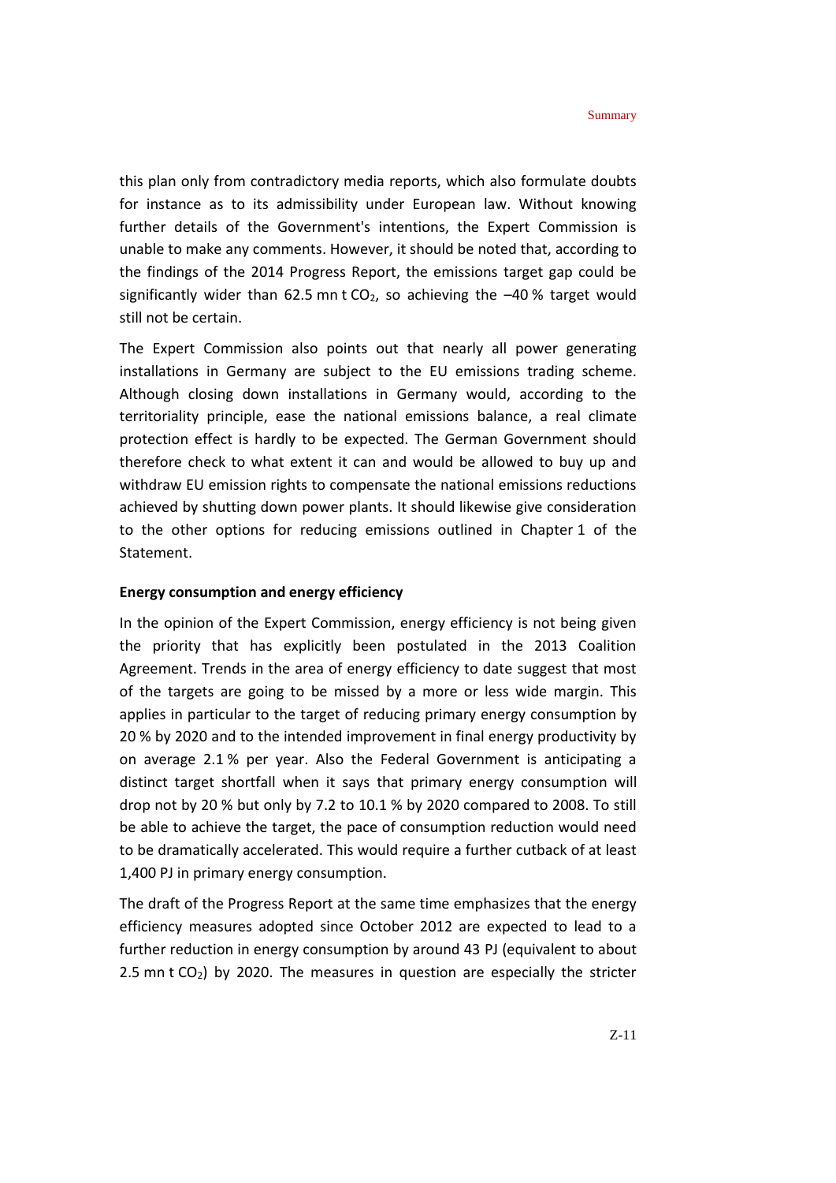this plan only from contradictory media reports, which also formulate doubts for instance as to its admissibility under European law. Without knowing further details of the Government's intentions, the Expert Commission is unable to make any comments. However, it should be noted that, according to the findings of the 2014 Progress Report, the emissions target gap could be significantly wider than 62.5 mn t $CO_2$, so achieving the –40 % target would still not be certain.

The Expert Commission also points out that nearly all power generating installations in Germany are subject to the EU emissions trading scheme. Although closing down installations in Germany would, according to the territoriality principle, ease the national emissions balance, a real climate protection effect is hardly to be expected. The German Government should therefore check to what extent it can and would be allowed to buy up and withdraw EU emission rights to compensate the national emissions reductions achieved by shutting down power plants. It should likewise give consideration to the other options for reducing emissions outlined in Chapter 1 of the Statement.

**Energy consumption and energy efficiency**

In the opinion of the Expert Commission, energy efficiency is not being given the priority that has explicitly been postulated in the 2013 Coalition Agreement. Trends in the area of energy efficiency to date suggest that most of the targets are going to be missed by a more or less wide margin. This applies in particular to the target of reducing primary energy consumption by 20 % by 2020 and to the intended improvement in final energy productivity by on average 2.1 % per year. Also the Federal Government is anticipating a distinct target shortfall when it says that primary energy consumption will drop not by 20 % but only by 7.2 to 10.1 % by 2020 compared to 2008. To still be able to achieve the target, the pace of consumption reduction would need to be dramatically accelerated. This would require a further cutback of at least 1,400 PJ in primary energy consumption.

The draft of the Progress Report at the same time emphasizes that the energy efficiency measures adopted since October 2012 are expected to lead to a further reduction in energy consumption by around 43 PJ (equivalent to about 2.5 mn t $CO_2$) by 2020. The measures in question are especially the stricter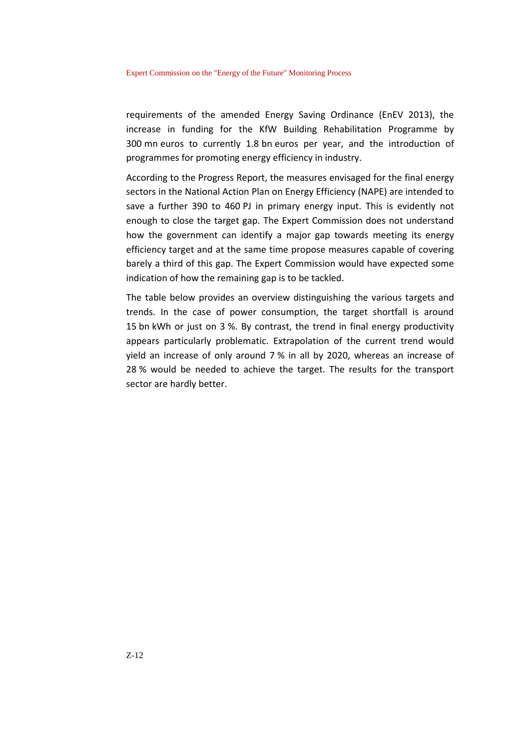requirements of the amended Energy Saving Ordinance (EnEV 2013), the increase in funding for the KfW Building Rehabilitation Programme by 300 mn euros to currently 1.8 bn euros per year, and the introduction of programmes for promoting energy efficiency in industry.

According to the Progress Report, the measures envisaged for the final energy sectors in the National Action Plan on Energy Efficiency (NAPE) are intended to save a further 390 to 460 PJ in primary energy input. This is evidently not enough to close the target gap. The Expert Commission does not understand how the government can identify a major gap towards meeting its energy efficiency target and at the same time propose measures capable of covering barely a third of this gap. The Expert Commission would have expected some indication of how the remaining gap is to be tackled.

The table below provides an overview distinguishing the various targets and trends. In the case of power consumption, the target shortfall is around 15 bn kWh or just on 3 %. By contrast, the trend in final energy productivity appears particularly problematic. Extrapolation of the current trend would yield an increase of only around 7 % in all by 2020, whereas an increase of 28 % would be needed to achieve the target. The results for the transport sector are hardly better.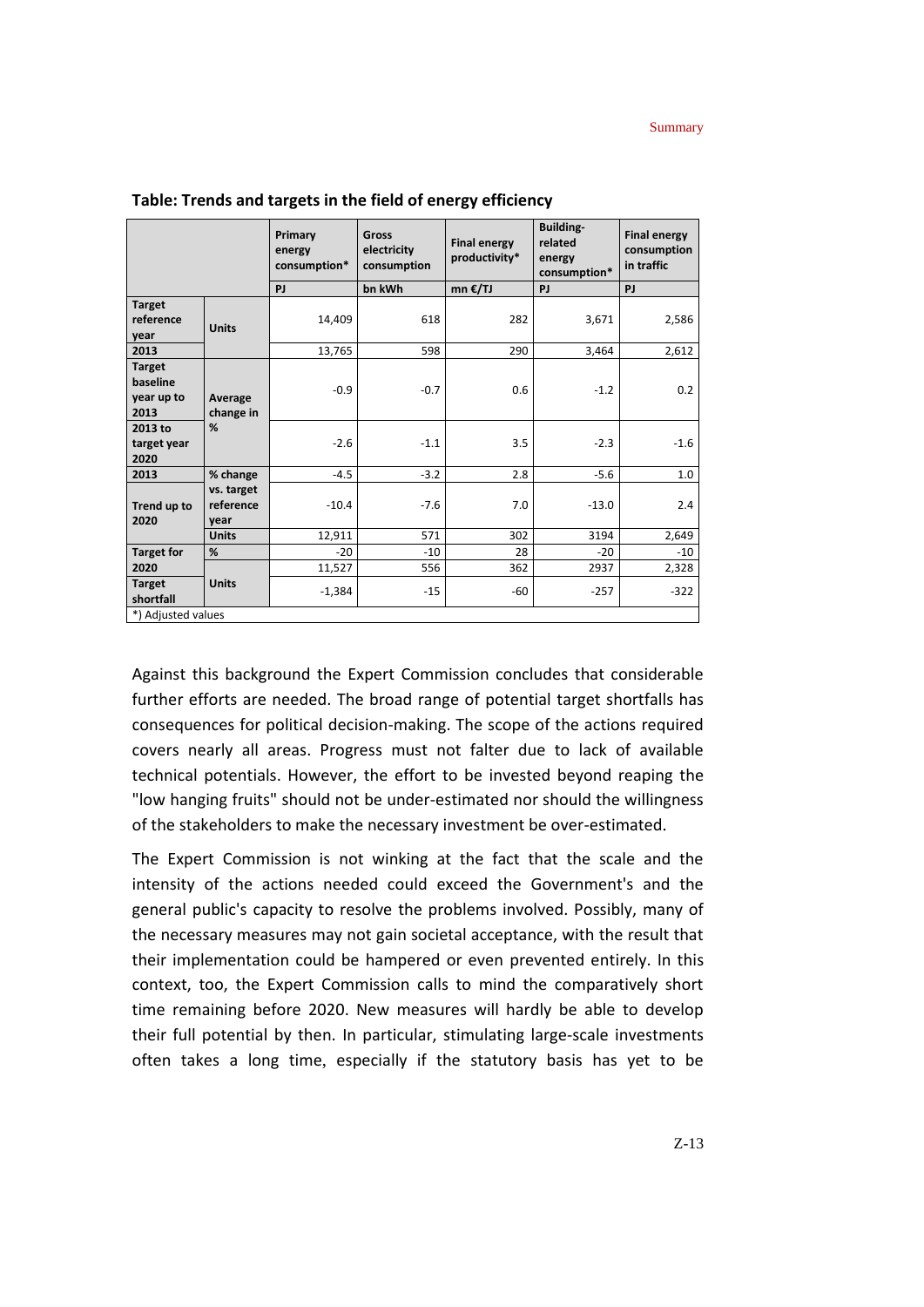**Table: Trends and targets in the field of energy efficiency**

| | | Primary energy consumption* | Gross electricity consumption | Final energy productivity* | Building-related energy consumption* | Final energy consumption in traffic |
|---|---|---|---|---|---|---|
| | | PJ | bn kWh | mn €/TJ | PJ | PJ |
| Target reference year | Units | 14,409 | 618 | 282 | 3,671 | 2,586 |
| 2013 | | 13,765 | 598 | 290 | 3,464 | 2,612 |
| Target baseline year up to 2013 | Average change in % | -0.9 | -0.7 | 0.6 | -1.2 | 0.2 |
| 2013 to target year 2020 | | -2.6 | -1.1 | 3.5 | -2.3 | -1.6 |
| 2013 | % change vs. target reference year | -4.5 | -3.2 | 2.8 | -5.6 | 1.0 |
| Trend up to 2020 | | -10.4 | -7.6 | 7.0 | -13.0 | 2.4 |
| | Units | 12,911 | 571 | 302 | 3194 | 2,649 |
| Target for 2020 | % | -20 | -10 | 28 | -20 | -10 |
| | Units | 11,527 | 556 | 362 | 2937 | 2,328 |
| Target shortfall | | -1,384 | -15 | -60 | -257 | -322 |

*) Adjusted values

Against this background the Expert Commission concludes that considerable further efforts are needed. The broad range of potential target shortfalls has consequences for political decision-making. The scope of the actions required covers nearly all areas. Progress must not falter due to lack of available technical potentials. However, the effort to be invested beyond reaping the "low hanging fruits" should not be under-estimated nor should the willingness of the stakeholders to make the necessary investment be over-estimated.

The Expert Commission is not winking at the fact that the scale and the intensity of the actions needed could exceed the Government's and the general public's capacity to resolve the problems involved. Possibly, many of the necessary measures may not gain societal acceptance, with the result that their implementation could be hampered or even prevented entirely. In this context, too, the Expert Commission calls to mind the comparatively short time remaining before 2020. New measures will hardly be able to develop their full potential by then. In particular, stimulating large-scale investments often takes a long time, especially if the statutory basis has yet to be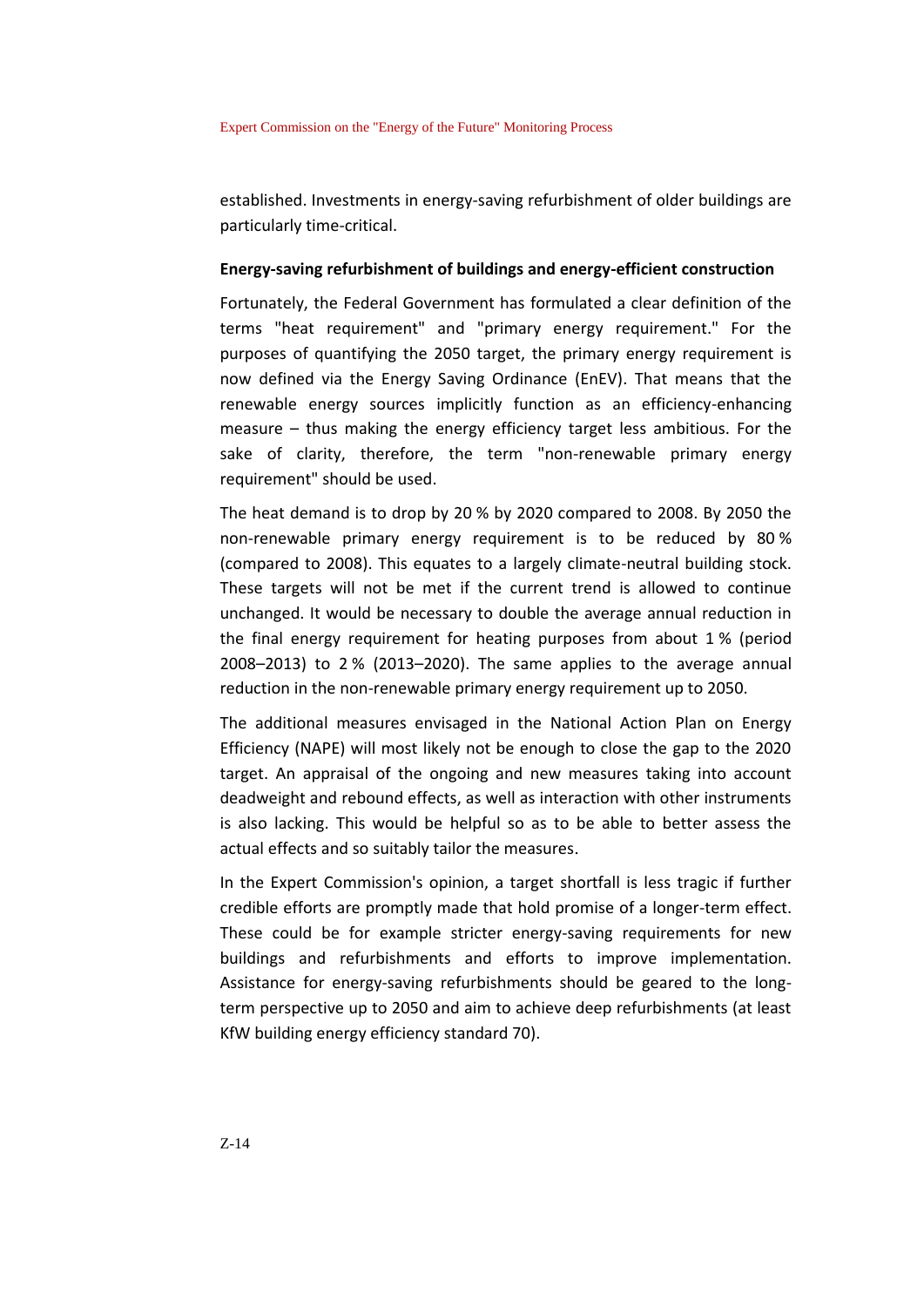established. Investments in energy-saving refurbishment of older buildings are particularly time-critical.

**Energy-saving refurbishment of buildings and energy-efficient construction**

Fortunately, the Federal Government has formulated a clear definition of the terms "heat requirement" and "primary energy requirement." For the purposes of quantifying the 2050 target, the primary energy requirement is now defined via the Energy Saving Ordinance (EnEV). That means that the renewable energy sources implicitly function as an efficiency-enhancing measure – thus making the energy efficiency target less ambitious. For the sake of clarity, therefore, the term "non-renewable primary energy requirement" should be used.

The heat demand is to drop by 20 % by 2020 compared to 2008. By 2050 the non-renewable primary energy requirement is to be reduced by 80 % (compared to 2008). This equates to a largely climate-neutral building stock. These targets will not be met if the current trend is allowed to continue unchanged. It would be necessary to double the average annual reduction in the final energy requirement for heating purposes from about 1 % (period 2008–2013) to 2 % (2013–2020). The same applies to the average annual reduction in the non-renewable primary energy requirement up to 2050.

The additional measures envisaged in the National Action Plan on Energy Efficiency (NAPE) will most likely not be enough to close the gap to the 2020 target. An appraisal of the ongoing and new measures taking into account deadweight and rebound effects, as well as interaction with other instruments is also lacking. This would be helpful so as to be able to better assess the actual effects and so suitably tailor the measures.

In the Expert Commission's opinion, a target shortfall is less tragic if further credible efforts are promptly made that hold promise of a longer-term effect. These could be for example stricter energy-saving requirements for new buildings and refurbishments and efforts to improve implementation. Assistance for energy-saving refurbishments should be geared to the long-term perspective up to 2050 and aim to achieve deep refurbishments (at least KfW building energy efficiency standard 70).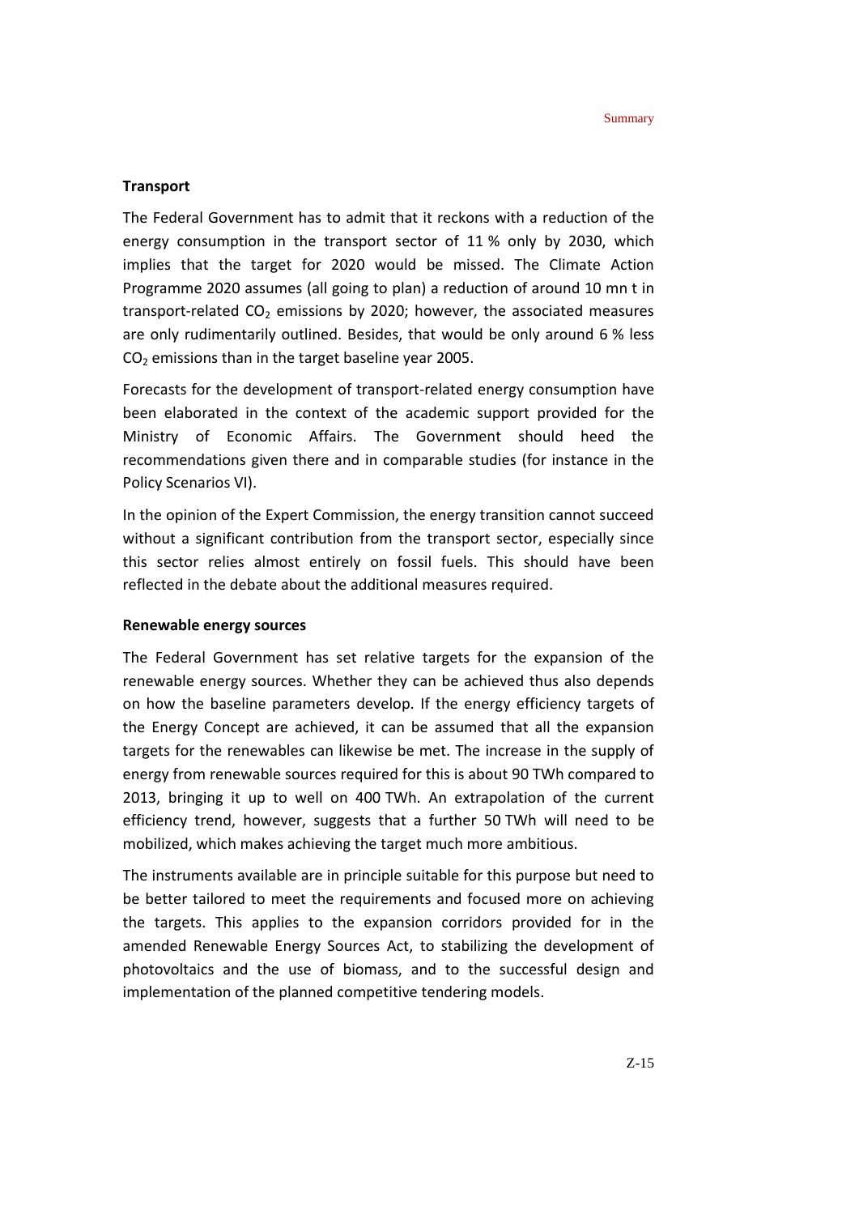### Transport

The Federal Government has to admit that it reckons with a reduction of the energy consumption in the transport sector of 11 % only by 2030, which implies that the target for 2020 would be missed. The Climate Action Programme 2020 assumes (all going to plan) a reduction of around 10 mn t in transport-related $CO_2$ emissions by 2020; however, the associated measures are only rudimentarily outlined. Besides, that would be only around 6 % less $CO_2$ emissions than in the target baseline year 2005.

Forecasts for the development of transport-related energy consumption have been elaborated in the context of the academic support provided for the Ministry of Economic Affairs. The Government should heed the recommendations given there and in comparable studies (for instance in the Policy Scenarios VI).

In the opinion of the Expert Commission, the energy transition cannot succeed without a significant contribution from the transport sector, especially since this sector relies almost entirely on fossil fuels. This should have been reflected in the debate about the additional measures required.

### Renewable energy sources

The Federal Government has set relative targets for the expansion of the renewable energy sources. Whether they can be achieved thus also depends on how the baseline parameters develop. If the energy efficiency targets of the Energy Concept are achieved, it can be assumed that all the expansion targets for the renewables can likewise be met. The increase in the supply of energy from renewable sources required for this is about 90 TWh compared to 2013, bringing it up to well on 400 TWh. An extrapolation of the current efficiency trend, however, suggests that a further 50 TWh will need to be mobilized, which makes achieving the target much more ambitious.

The instruments available are in principle suitable for this purpose but need to be better tailored to meet the requirements and focused more on achieving the targets. This applies to the expansion corridors provided for in the amended Renewable Energy Sources Act, to stabilizing the development of photovoltaics and the use of biomass, and to the successful design and implementation of the planned competitive tendering models.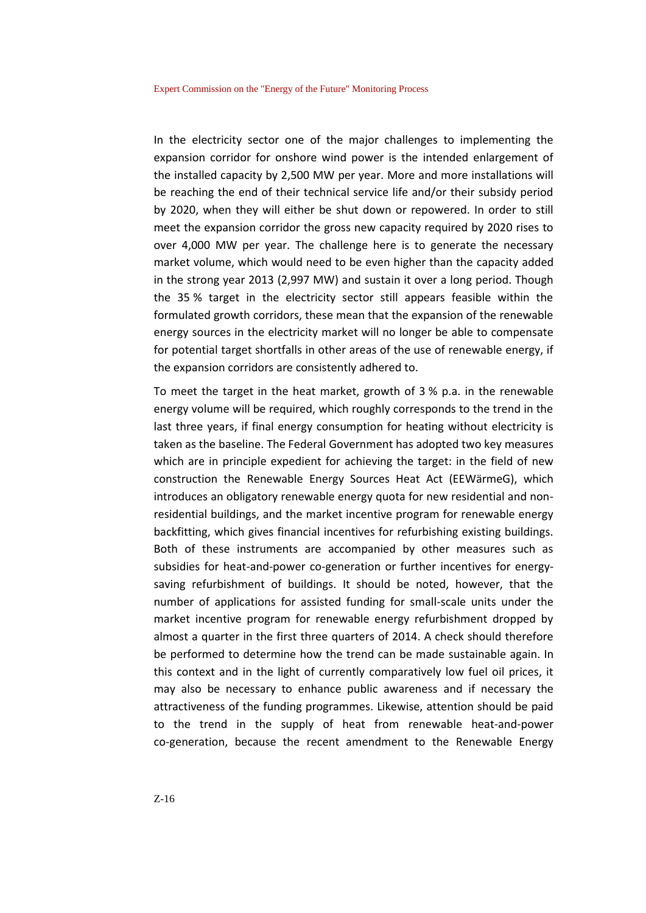In the electricity sector one of the major challenges to implementing the expansion corridor for onshore wind power is the intended enlargement of the installed capacity by 2,500 MW per year. More and more installations will be reaching the end of their technical service life and/or their subsidy period by 2020, when they will either be shut down or repowered. In order to still meet the expansion corridor the gross new capacity required by 2020 rises to over 4,000 MW per year. The challenge here is to generate the necessary market volume, which would need to be even higher than the capacity added in the strong year 2013 (2,997 MW) and sustain it over a long period. Though the 35 % target in the electricity sector still appears feasible within the formulated growth corridors, these mean that the expansion of the renewable energy sources in the electricity market will no longer be able to compensate for potential target shortfalls in other areas of the use of renewable energy, if the expansion corridors are consistently adhered to.

To meet the target in the heat market, growth of 3 % p.a. in the renewable energy volume will be required, which roughly corresponds to the trend in the last three years, if final energy consumption for heating without electricity is taken as the baseline. The Federal Government has adopted two key measures which are in principle expedient for achieving the target: in the field of new construction the Renewable Energy Sources Heat Act (EEWärmeG), which introduces an obligatory renewable energy quota for new residential and non-residential buildings, and the market incentive program for renewable energy backfitting, which gives financial incentives for refurbishing existing buildings. Both of these instruments are accompanied by other measures such as subsidies for heat-and-power co-generation or further incentives for energy-saving refurbishment of buildings. It should be noted, however, that the number of applications for assisted funding for small-scale units under the market incentive program for renewable energy refurbishment dropped by almost a quarter in the first three quarters of 2014. A check should therefore be performed to determine how the trend can be made sustainable again. In this context and in the light of currently comparatively low fuel oil prices, it may also be necessary to enhance public awareness and if necessary the attractiveness of the funding programmes. Likewise, attention should be paid to the trend in the supply of heat from renewable heat-and-power co-generation, because the recent amendment to the Renewable Energy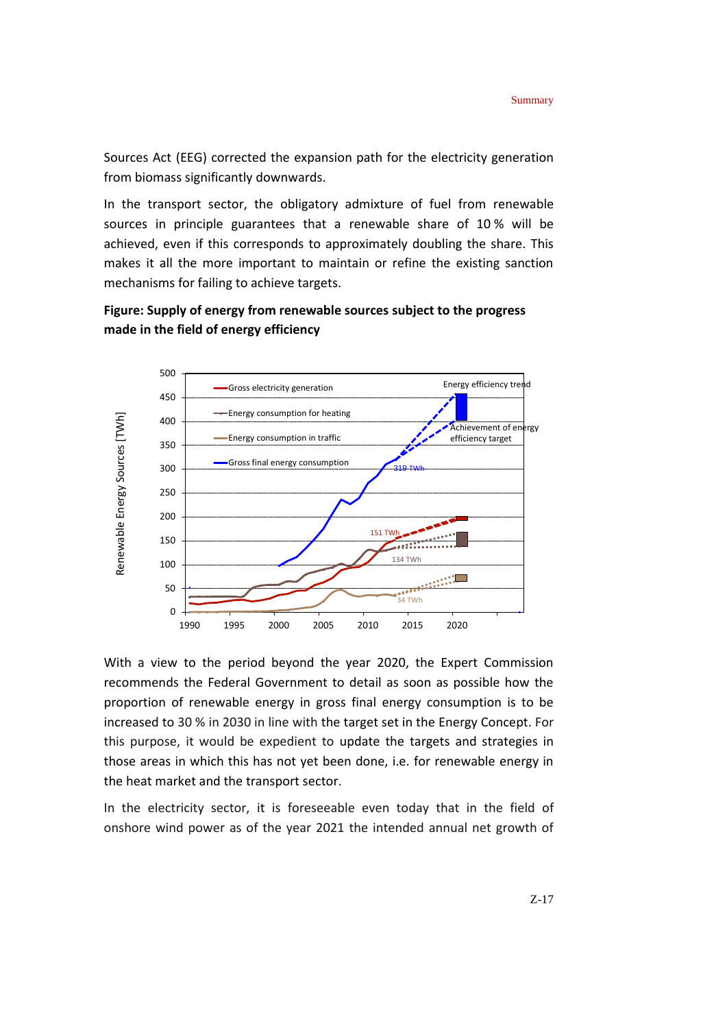Sources Act (EEG) corrected the expansion path for the electricity generation from biomass significantly downwards.

In the transport sector, the obligatory admixture of fuel from renewable sources in principle guarantees that a renewable share of 10 % will be achieved, even if this corresponds to approximately doubling the share. This makes it all the more important to maintain or refine the existing sanction mechanisms for failing to achieve targets.

**Figure: Supply of energy from renewable sources subject to the progress made in the field of energy efficiency**

With a view to the period beyond the year 2020, the Expert Commission recommends the Federal Government to detail as soon as possible how the proportion of renewable energy in gross final energy consumption is to be increased to 30 % in 2030 in line with the target set in the Energy Concept. For this purpose, it would be expedient to update the targets and strategies in those areas in which this has not yet been done, i.e. for renewable energy in the heat market and the transport sector.

In the electricity sector, it is foreseeable even today that in the field of onshore wind power as of the year 2021 the intended annual net growth of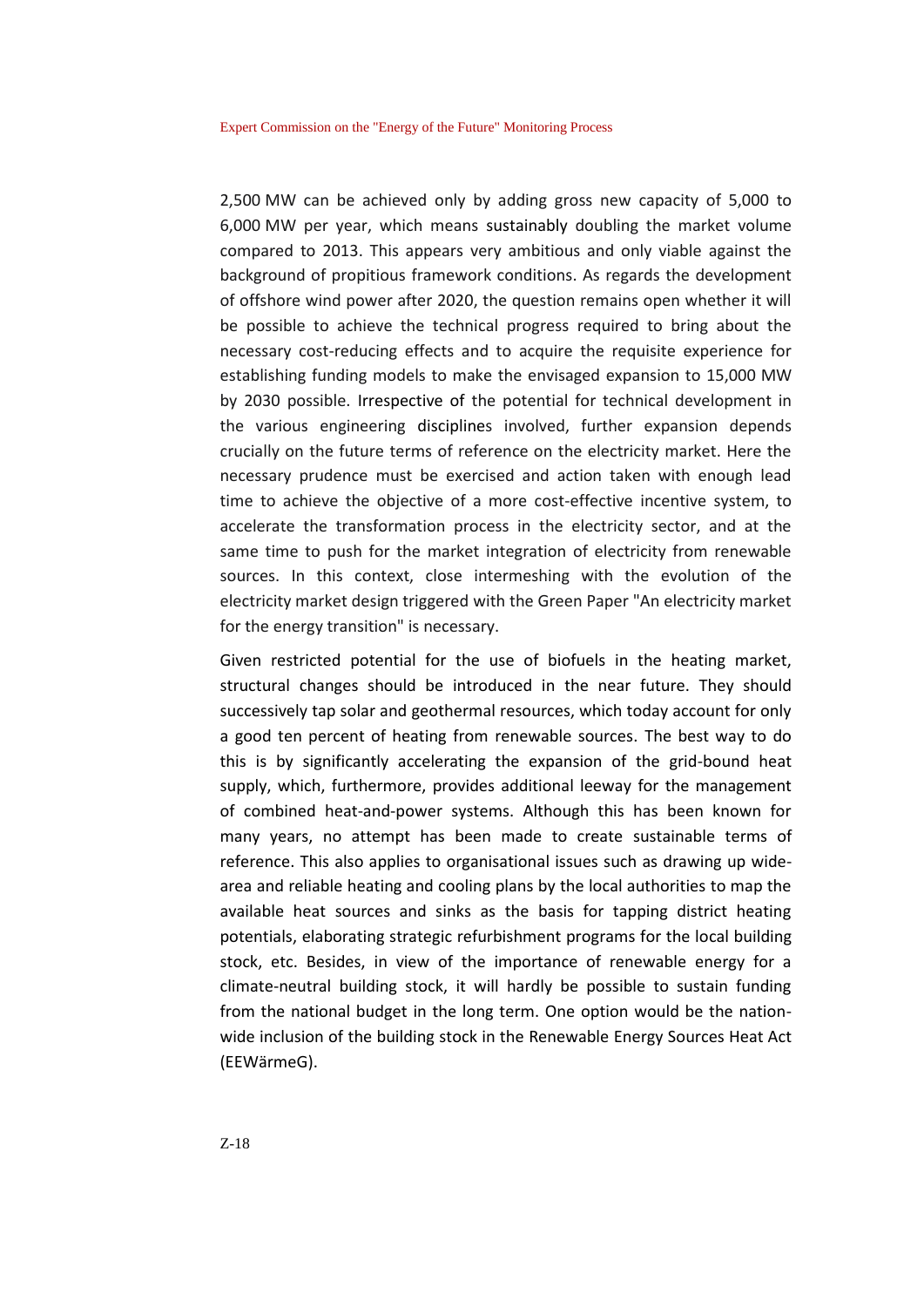2,500 MW can be achieved only by adding gross new capacity of 5,000 to 6,000 MW per year, which means sustainably doubling the market volume compared to 2013. This appears very ambitious and only viable against the background of propitious framework conditions. As regards the development of offshore wind power after 2020, the question remains open whether it will be possible to achieve the technical progress required to bring about the necessary cost-reducing effects and to acquire the requisite experience for establishing funding models to make the envisaged expansion to 15,000 MW by 2030 possible. Irrespective of the potential for technical development in the various engineering disciplines involved, further expansion depends crucially on the future terms of reference on the electricity market. Here the necessary prudence must be exercised and action taken with enough lead time to achieve the objective of a more cost-effective incentive system, to accelerate the transformation process in the electricity sector, and at the same time to push for the market integration of electricity from renewable sources. In this context, close intermeshing with the evolution of the electricity market design triggered with the Green Paper "An electricity market for the energy transition" is necessary.

Given restricted potential for the use of biofuels in the heating market, structural changes should be introduced in the near future. They should successively tap solar and geothermal resources, which today account for only a good ten percent of heating from renewable sources. The best way to do this is by significantly accelerating the expansion of the grid-bound heat supply, which, furthermore, provides additional leeway for the management of combined heat-and-power systems. Although this has been known for many years, no attempt has been made to create sustainable terms of reference. This also applies to organisational issues such as drawing up wide-area and reliable heating and cooling plans by the local authorities to map the available heat sources and sinks as the basis for tapping district heating potentials, elaborating strategic refurbishment programs for the local building stock, etc. Besides, in view of the importance of renewable energy for a climate-neutral building stock, it will hardly be possible to sustain funding from the national budget in the long term. One option would be the nation-wide inclusion of the building stock in the Renewable Energy Sources Heat Act (EEWärmeG).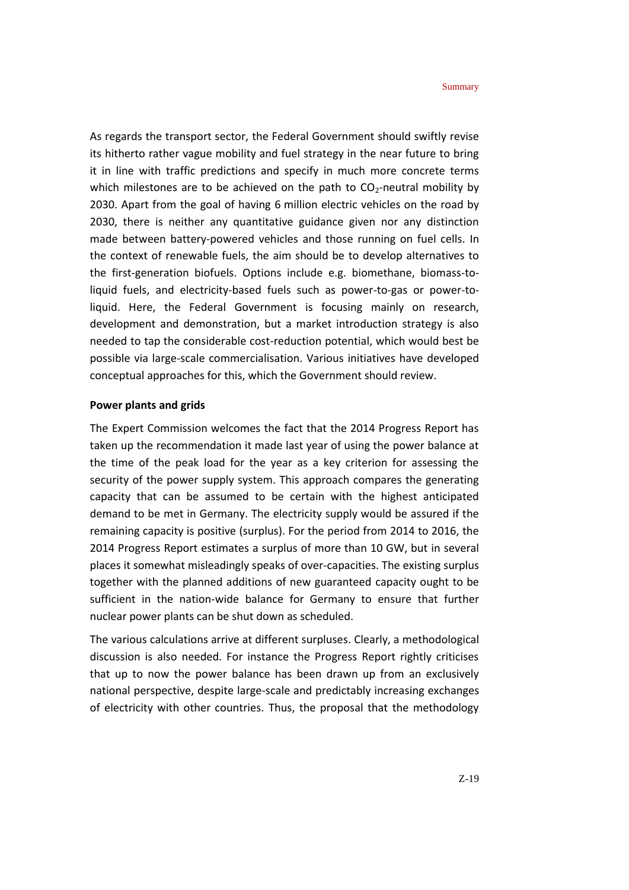As regards the transport sector, the Federal Government should swiftly revise its hitherto rather vague mobility and fuel strategy in the near future to bring it in line with traffic predictions and specify in much more concrete terms which milestones are to be achieved on the path to $CO_2$-neutral mobility by 2030. Apart from the goal of having 6 million electric vehicles on the road by 2030, there is neither any quantitative guidance given nor any distinction made between battery-powered vehicles and those running on fuel cells. In the context of renewable fuels, the aim should be to develop alternatives to the first-generation biofuels. Options include e.g. biomethane, biomass-to-liquid fuels, and electricity-based fuels such as power-to-gas or power-to-liquid. Here, the Federal Government is focusing mainly on research, development and demonstration, but a market introduction strategy is also needed to tap the considerable cost-reduction potential, which would best be possible via large-scale commercialisation. Various initiatives have developed conceptual approaches for this, which the Government should review.

**Power plants and grids**

The Expert Commission welcomes the fact that the 2014 Progress Report has taken up the recommendation it made last year of using the power balance at the time of the peak load for the year as a key criterion for assessing the security of the power supply system. This approach compares the generating capacity that can be assumed to be certain with the highest anticipated demand to be met in Germany. The electricity supply would be assured if the remaining capacity is positive (surplus). For the period from 2014 to 2016, the 2014 Progress Report estimates a surplus of more than 10 GW, but in several places it somewhat misleadingly speaks of over-capacities. The existing surplus together with the planned additions of new guaranteed capacity ought to be sufficient in the nation-wide balance for Germany to ensure that further nuclear power plants can be shut down as scheduled.

The various calculations arrive at different surpluses. Clearly, a methodological discussion is also needed. For instance the Progress Report rightly criticises that up to now the power balance has been drawn up from an exclusively national perspective, despite large-scale and predictably increasing exchanges of electricity with other countries. Thus, the proposal that the methodology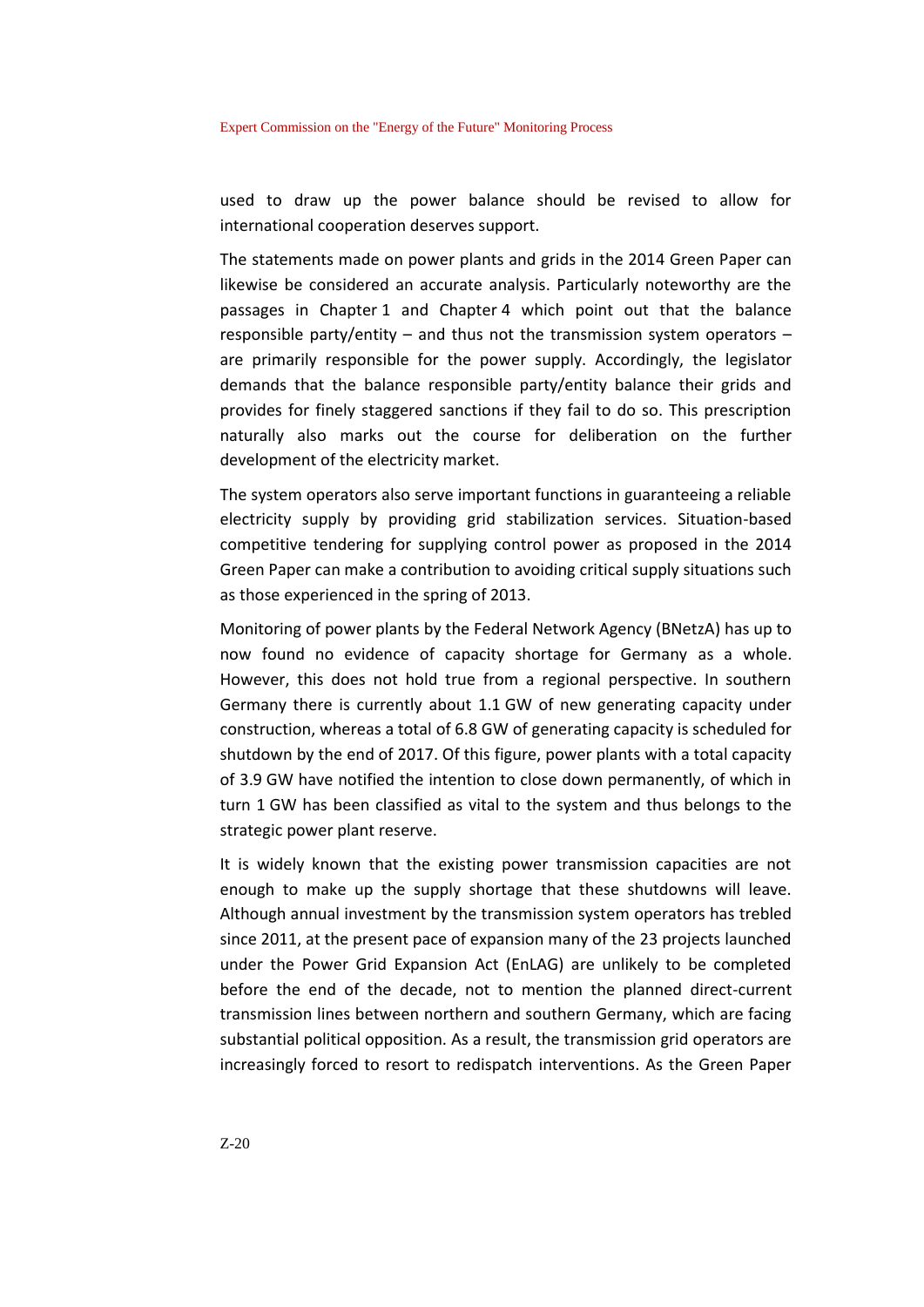used to draw up the power balance should be revised to allow for international cooperation deserves support.

The statements made on power plants and grids in the 2014 Green Paper can likewise be considered an accurate analysis. Particularly noteworthy are the passages in Chapter 1 and Chapter 4 which point out that the balance responsible party/entity – and thus not the transmission system operators – are primarily responsible for the power supply. Accordingly, the legislator demands that the balance responsible party/entity balance their grids and provides for finely staggered sanctions if they fail to do so. This prescription naturally also marks out the course for deliberation on the further development of the electricity market.

The system operators also serve important functions in guaranteeing a reliable electricity supply by providing grid stabilization services. Situation-based competitive tendering for supplying control power as proposed in the 2014 Green Paper can make a contribution to avoiding critical supply situations such as those experienced in the spring of 2013.

Monitoring of power plants by the Federal Network Agency (BNetzA) has up to now found no evidence of capacity shortage for Germany as a whole. However, this does not hold true from a regional perspective. In southern Germany there is currently about 1.1 GW of new generating capacity under construction, whereas a total of 6.8 GW of generating capacity is scheduled for shutdown by the end of 2017. Of this figure, power plants with a total capacity of 3.9 GW have notified the intention to close down permanently, of which in turn 1 GW has been classified as vital to the system and thus belongs to the strategic power plant reserve.

It is widely known that the existing power transmission capacities are not enough to make up the supply shortage that these shutdowns will leave. Although annual investment by the transmission system operators has trebled since 2011, at the present pace of expansion many of the 23 projects launched under the Power Grid Expansion Act (EnLAG) are unlikely to be completed before the end of the decade, not to mention the planned direct-current transmission lines between northern and southern Germany, which are facing substantial political opposition. As a result, the transmission grid operators are increasingly forced to resort to redispatch interventions. As the Green Paper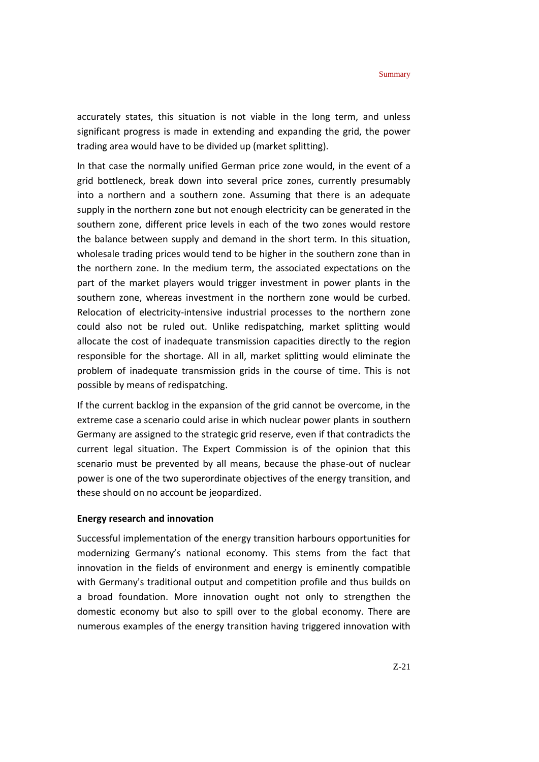accurately states, this situation is not viable in the long term, and unless significant progress is made in extending and expanding the grid, the power trading area would have to be divided up (market splitting).

In that case the normally unified German price zone would, in the event of a grid bottleneck, break down into several price zones, currently presumably into a northern and a southern zone. Assuming that there is an adequate supply in the northern zone but not enough electricity can be generated in the southern zone, different price levels in each of the two zones would restore the balance between supply and demand in the short term. In this situation, wholesale trading prices would tend to be higher in the southern zone than in the northern zone. In the medium term, the associated expectations on the part of the market players would trigger investment in power plants in the southern zone, whereas investment in the northern zone would be curbed. Relocation of electricity-intensive industrial processes to the northern zone could also not be ruled out. Unlike redispatching, market splitting would allocate the cost of inadequate transmission capacities directly to the region responsible for the shortage. All in all, market splitting would eliminate the problem of inadequate transmission grids in the course of time. This is not possible by means of redispatching.

If the current backlog in the expansion of the grid cannot be overcome, in the extreme case a scenario could arise in which nuclear power plants in southern Germany are assigned to the strategic grid reserve, even if that contradicts the current legal situation. The Expert Commission is of the opinion that this scenario must be prevented by all means, because the phase-out of nuclear power is one of the two superordinate objectives of the energy transition, and these should on no account be jeopardized.

**Energy research and innovation**

Successful implementation of the energy transition harbours opportunities for modernizing Germany's national economy. This stems from the fact that innovation in the fields of environment and energy is eminently compatible with Germany's traditional output and competition profile and thus builds on a broad foundation. More innovation ought not only to strengthen the domestic economy but also to spill over to the global economy. There are numerous examples of the energy transition having triggered innovation with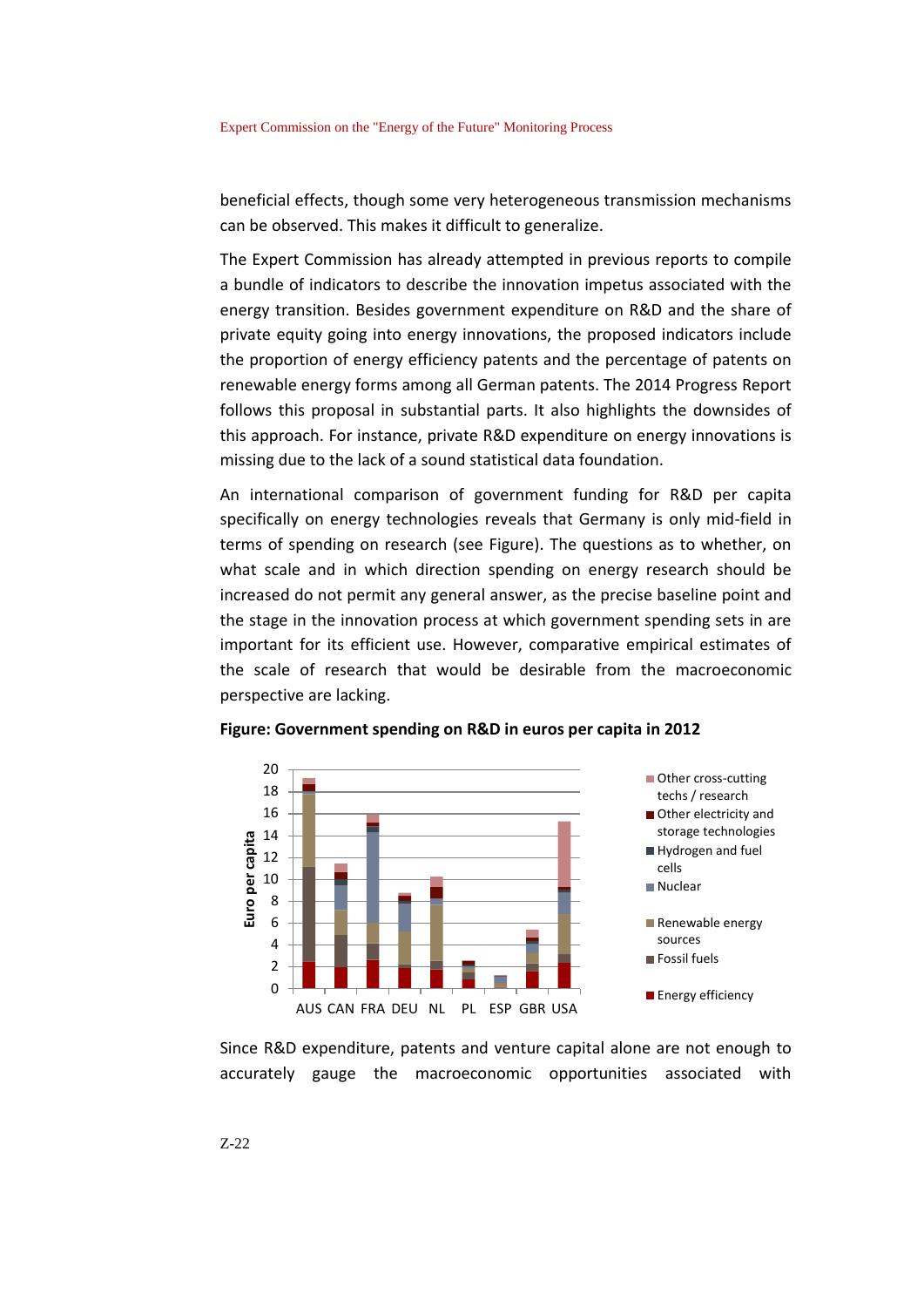beneficial effects, though some very heterogeneous transmission mechanisms can be observed. This makes it difficult to generalize.

The Expert Commission has already attempted in previous reports to compile a bundle of indicators to describe the innovation impetus associated with the energy transition. Besides government expenditure on R&D and the share of private equity going into energy innovations, the proposed indicators include the proportion of energy efficiency patents and the percentage of patents on renewable energy forms among all German patents. The 2014 Progress Report follows this proposal in substantial parts. It also highlights the downsides of this approach. For instance, private R&D expenditure on energy innovations is missing due to the lack of a sound statistical data foundation.

An international comparison of government funding for R&D per capita specifically on energy technologies reveals that Germany is only mid-field in terms of spending on research (see Figure). The questions as to whether, on what scale and in which direction spending on energy research should be increased do not permit any general answer, as the precise baseline point and the stage in the innovation process at which government spending sets in are important for its efficient use. However, comparative empirical estimates of the scale of research that would be desirable from the macroeconomic perspective are lacking.

**Figure: Government spending on R&D in euros per capita in 2012**

Since R&D expenditure, patents and venture capital alone are not enough to accurately gauge the macroeconomic opportunities associated with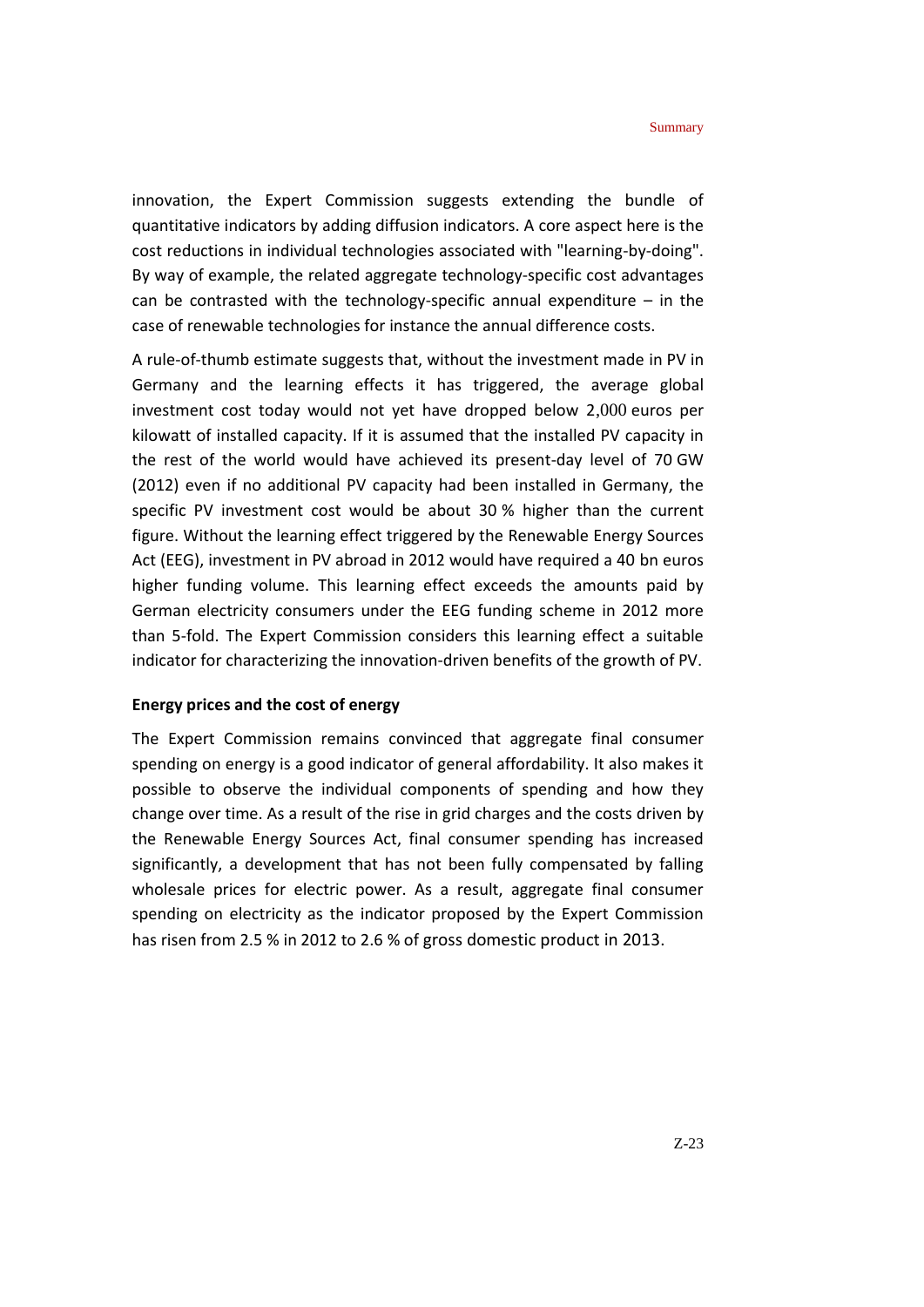innovation, the Expert Commission suggests extending the bundle of quantitative indicators by adding diffusion indicators. A core aspect here is the cost reductions in individual technologies associated with "learning-by-doing". By way of example, the related aggregate technology-specific cost advantages can be contrasted with the technology-specific annual expenditure – in the case of renewable technologies for instance the annual difference costs.

A rule-of-thumb estimate suggests that, without the investment made in PV in Germany and the learning effects it has triggered, the average global investment cost today would not yet have dropped below 2,000 euros per kilowatt of installed capacity. If it is assumed that the installed PV capacity in the rest of the world would have achieved its present-day level of 70 GW (2012) even if no additional PV capacity had been installed in Germany, the specific PV investment cost would be about 30 % higher than the current figure. Without the learning effect triggered by the Renewable Energy Sources Act (EEG), investment in PV abroad in 2012 would have required a 40 bn euros higher funding volume. This learning effect exceeds the amounts paid by German electricity consumers under the EEG funding scheme in 2012 more than 5-fold. The Expert Commission considers this learning effect a suitable indicator for characterizing the innovation-driven benefits of the growth of PV.

**Energy prices and the cost of energy**

The Expert Commission remains convinced that aggregate final consumer spending on energy is a good indicator of general affordability. It also makes it possible to observe the individual components of spending and how they change over time. As a result of the rise in grid charges and the costs driven by the Renewable Energy Sources Act, final consumer spending has increased significantly, a development that has not been fully compensated by falling wholesale prices for electric power. As a result, aggregate final consumer spending on electricity as the indicator proposed by the Expert Commission has risen from 2.5 % in 2012 to 2.6 % of gross domestic product in 2013.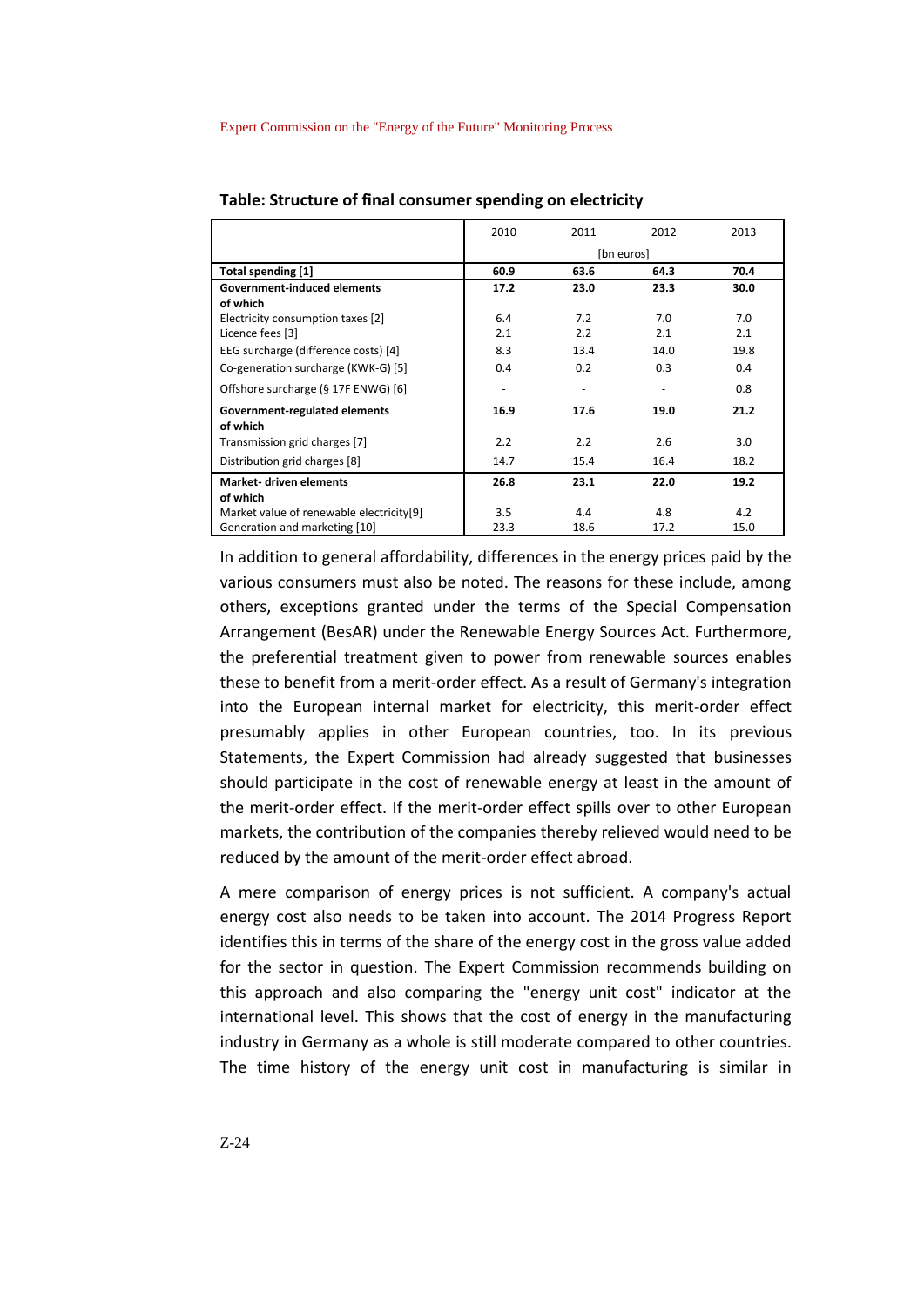**Table: Structure of final consumer spending on electricity**

| | 2010 | 2011 | 2012 | 2013 |
|---|---|---|---|---|
| | [bn euros] | | | |
| **Total spending [1]** | **60.9** | **63.6** | **64.3** | **70.4** |
| **Government-induced elements** | **17.2** | **23.0** | **23.3** | **30.0** |
| **of which** | | | | |
| Electricity consumption taxes [2] | 6.4 | 7.2 | 7.0 | 7.0 |
| Licence fees [3] | 2.1 | 2.2 | 2.1 | 2.1 |
| EEG surcharge (difference costs) [4] | 8.3 | 13.4 | 14.0 | 19.8 |
| Co-generation surcharge (KWK-G) [5] | 0.4 | 0.2 | 0.3 | 0.4 |
| Offshore surcharge (§ 17F ENWG) [6] | - | - | - | 0.8 |
| **Government-regulated elements** | **16.9** | **17.6** | **19.0** | **21.2** |
| **of which** | | | | |
| Transmission grid charges [7] | 2.2 | 2.2 | 2.6 | 3.0 |
| Distribution grid charges [8] | 14.7 | 15.4 | 16.4 | 18.2 |
| **Market- driven elements** | **26.8** | **23.1** | **22.0** | **19.2** |
| **of which** | | | | |
| Market value of renewable electricity[9] | 3.5 | 4.4 | 4.8 | 4.2 |
| Generation and marketing [10] | 23.3 | 18.6 | 17.2 | 15.0 |

In addition to general affordability, differences in the energy prices paid by the various consumers must also be noted. The reasons for these include, among others, exceptions granted under the terms of the Special Compensation Arrangement (BesAR) under the Renewable Energy Sources Act. Furthermore, the preferential treatment given to power from renewable sources enables these to benefit from a merit-order effect. As a result of Germany's integration into the European internal market for electricity, this merit-order effect presumably applies in other European countries, too. In its previous Statements, the Expert Commission had already suggested that businesses should participate in the cost of renewable energy at least in the amount of the merit-order effect. If the merit-order effect spills over to other European markets, the contribution of the companies thereby relieved would need to be reduced by the amount of the merit-order effect abroad.

A mere comparison of energy prices is not sufficient. A company's actual energy cost also needs to be taken into account. The 2014 Progress Report identifies this in terms of the share of the energy cost in the gross value added for the sector in question. The Expert Commission recommends building on this approach and also comparing the "energy unit cost" indicator at the international level. This shows that the cost of energy in the manufacturing industry in Germany as a whole is still moderate compared to other countries. The time history of the energy unit cost in manufacturing is similar in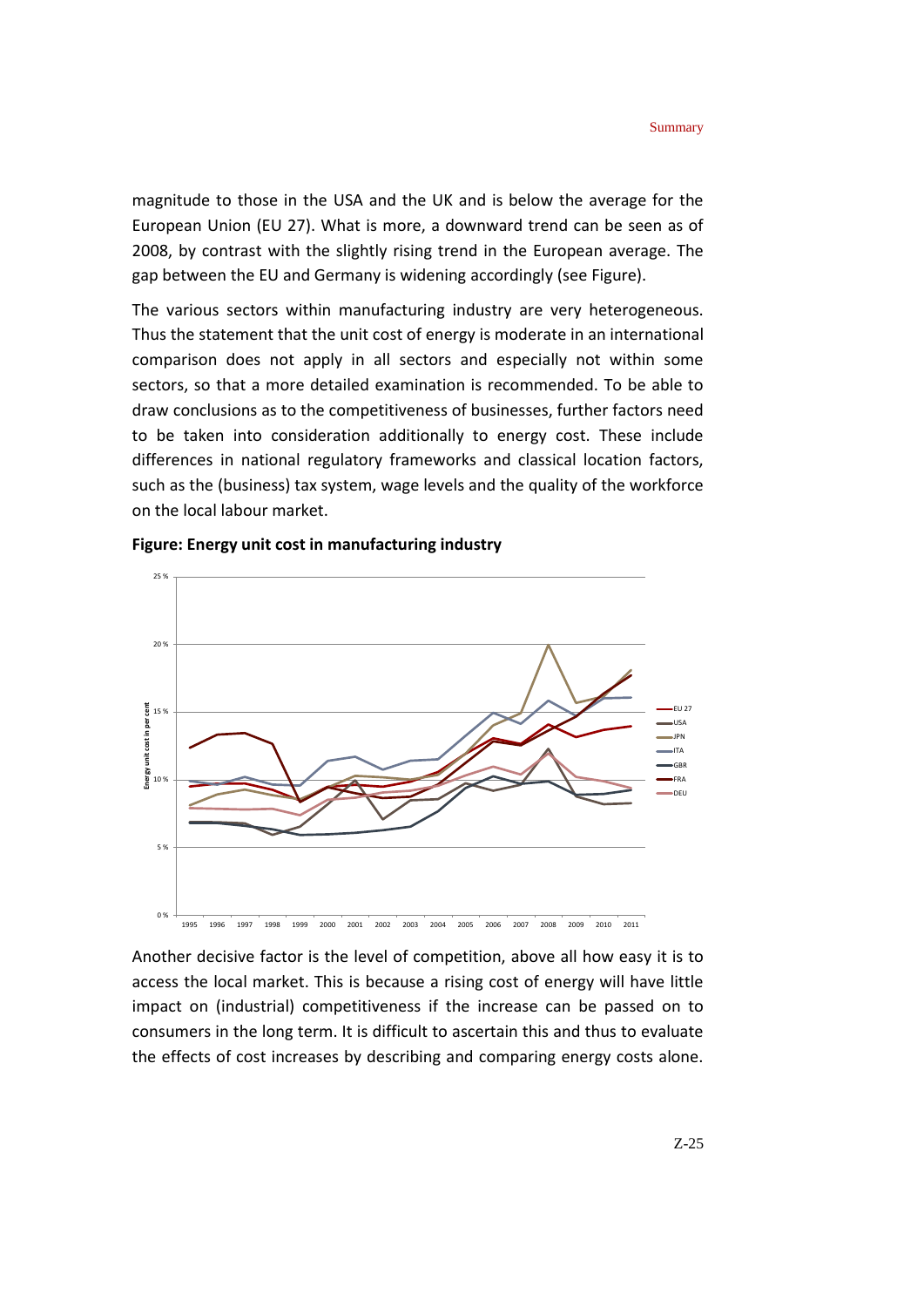magnitude to those in the USA and the UK and is below the average for the European Union (EU 27). What is more, a downward trend can be seen as of 2008, by contrast with the slightly rising trend in the European average. The gap between the EU and Germany is widening accordingly (see Figure).

The various sectors within manufacturing industry are very heterogeneous. Thus the statement that the unit cost of energy is moderate in an international comparison does not apply in all sectors and especially not within some sectors, so that a more detailed examination is recommended. To be able to draw conclusions as to the competitiveness of businesses, further factors need to be taken into consideration additionally to energy cost. These include differences in national regulatory frameworks and classical location factors, such as the (business) tax system, wage levels and the quality of the workforce on the local labour market.

**Figure: Energy unit cost in manufacturing industry**

Another decisive factor is the level of competition, above all how easy it is to access the local market. This is because a rising cost of energy will have little impact on (industrial) competitiveness if the increase can be passed on to consumers in the long term. It is difficult to ascertain this and thus to evaluate the effects of cost increases by describing and comparing energy costs alone.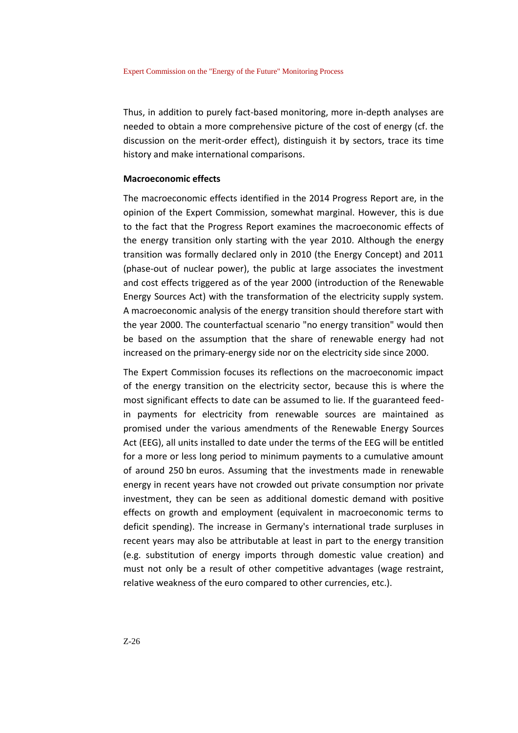Thus, in addition to purely fact-based monitoring, more in-depth analyses are needed to obtain a more comprehensive picture of the cost of energy (cf. the discussion on the merit-order effect), distinguish it by sectors, trace its time history and make international comparisons.

**Macroeconomic effects**

The macroeconomic effects identified in the 2014 Progress Report are, in the opinion of the Expert Commission, somewhat marginal. However, this is due to the fact that the Progress Report examines the macroeconomic effects of the energy transition only starting with the year 2010. Although the energy transition was formally declared only in 2010 (the Energy Concept) and 2011 (phase-out of nuclear power), the public at large associates the investment and cost effects triggered as of the year 2000 (introduction of the Renewable Energy Sources Act) with the transformation of the electricity supply system. A macroeconomic analysis of the energy transition should therefore start with the year 2000. The counterfactual scenario "no energy transition" would then be based on the assumption that the share of renewable energy had not increased on the primary-energy side nor on the electricity side since 2000.

The Expert Commission focuses its reflections on the macroeconomic impact of the energy transition on the electricity sector, because this is where the most significant effects to date can be assumed to lie. If the guaranteed feed-in payments for electricity from renewable sources are maintained as promised under the various amendments of the Renewable Energy Sources Act (EEG), all units installed to date under the terms of the EEG will be entitled for a more or less long period to minimum payments to a cumulative amount of around 250 bn euros. Assuming that the investments made in renewable energy in recent years have not crowded out private consumption nor private investment, they can be seen as additional domestic demand with positive effects on growth and employment (equivalent in macroeconomic terms to deficit spending). The increase in Germany's international trade surpluses in recent years may also be attributable at least in part to the energy transition (e.g. substitution of energy imports through domestic value creation) and must not only be a result of other competitive advantages (wage restraint, relative weakness of the euro compared to other currencies, etc.).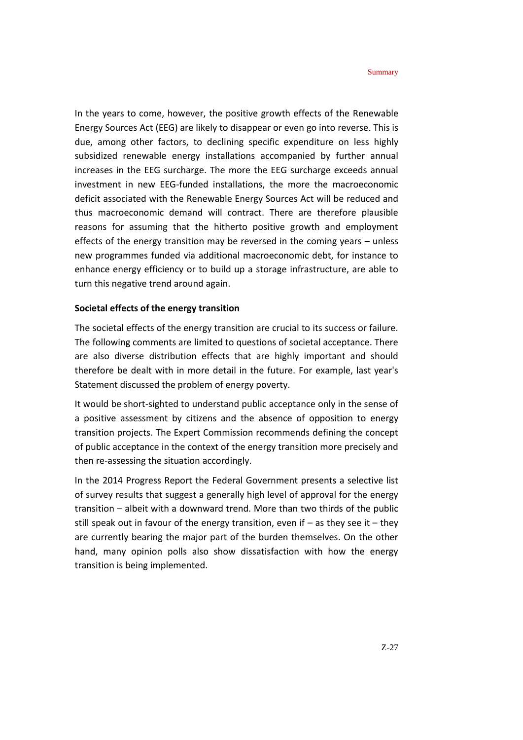In the years to come, however, the positive growth effects of the Renewable Energy Sources Act (EEG) are likely to disappear or even go into reverse. This is due, among other factors, to declining specific expenditure on less highly subsidized renewable energy installations accompanied by further annual increases in the EEG surcharge. The more the EEG surcharge exceeds annual investment in new EEG-funded installations, the more the macroeconomic deficit associated with the Renewable Energy Sources Act will be reduced and thus macroeconomic demand will contract. There are therefore plausible reasons for assuming that the hitherto positive growth and employment effects of the energy transition may be reversed in the coming years – unless new programmes funded via additional macroeconomic debt, for instance to enhance energy efficiency or to build up a storage infrastructure, are able to turn this negative trend around again.

**Societal effects of the energy transition**

The societal effects of the energy transition are crucial to its success or failure. The following comments are limited to questions of societal acceptance. There are also diverse distribution effects that are highly important and should therefore be dealt with in more detail in the future. For example, last year's Statement discussed the problem of energy poverty.

It would be short-sighted to understand public acceptance only in the sense of a positive assessment by citizens and the absence of opposition to energy transition projects. The Expert Commission recommends defining the concept of public acceptance in the context of the energy transition more precisely and then re-assessing the situation accordingly.

In the 2014 Progress Report the Federal Government presents a selective list of survey results that suggest a generally high level of approval for the energy transition – albeit with a downward trend. More than two thirds of the public still speak out in favour of the energy transition, even if – as they see it – they are currently bearing the major part of the burden themselves. On the other hand, many opinion polls also show dissatisfaction with how the energy transition is being implemented.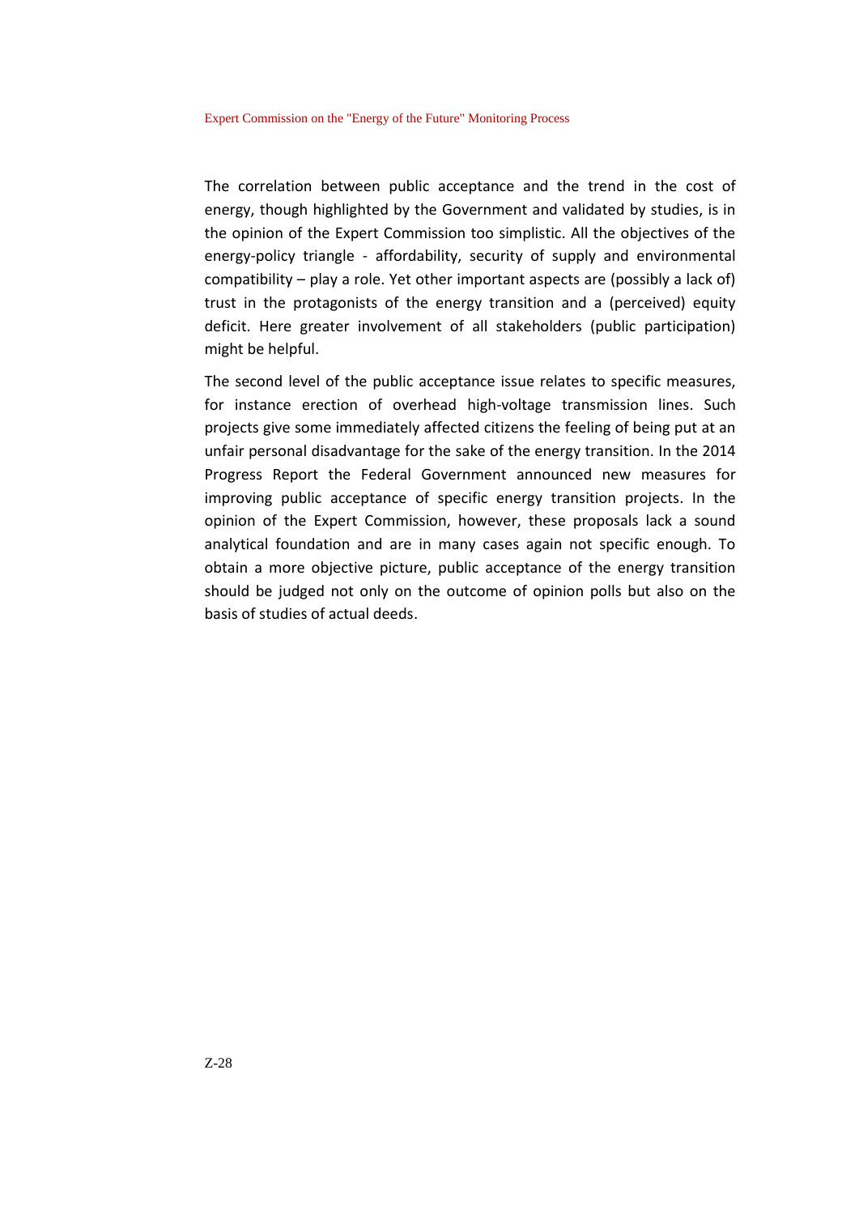The correlation between public acceptance and the trend in the cost of energy, though highlighted by the Government and validated by studies, is in the opinion of the Expert Commission too simplistic. All the objectives of the energy-policy triangle - affordability, security of supply and environmental compatibility – play a role. Yet other important aspects are (possibly a lack of) trust in the protagonists of the energy transition and a (perceived) equity deficit. Here greater involvement of all stakeholders (public participation) might be helpful.

The second level of the public acceptance issue relates to specific measures, for instance erection of overhead high-voltage transmission lines. Such projects give some immediately affected citizens the feeling of being put at an unfair personal disadvantage for the sake of the energy transition. In the 2014 Progress Report the Federal Government announced new measures for improving public acceptance of specific energy transition projects. In the opinion of the Expert Commission, however, these proposals lack a sound analytical foundation and are in many cases again not specific enough. To obtain a more objective picture, public acceptance of the energy transition should be judged not only on the outcome of opinion polls but also on the basis of studies of actual deeds.